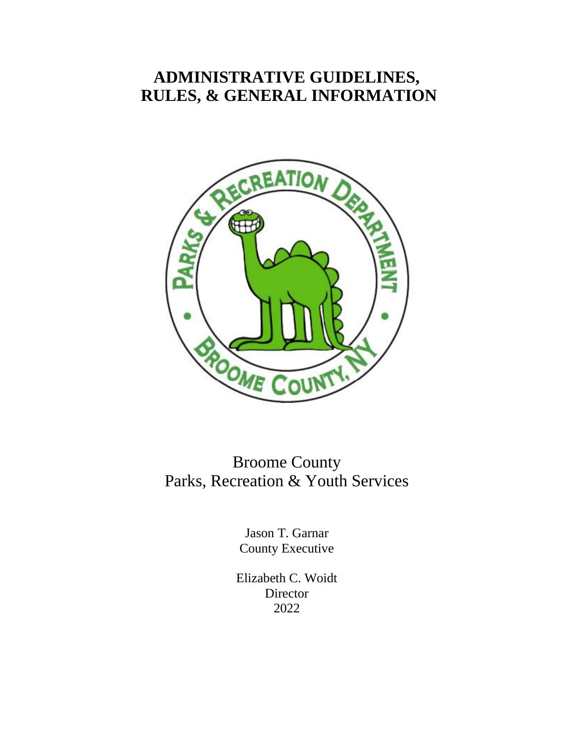# ADMINISTRATIVE GUIDELINES, RULES, & GENERAL INFORMATION

Broome County
Parks, Recreation & Youth Services

Jason T. Garnar
County Executive

Elizabeth C. Woidt
Director
2022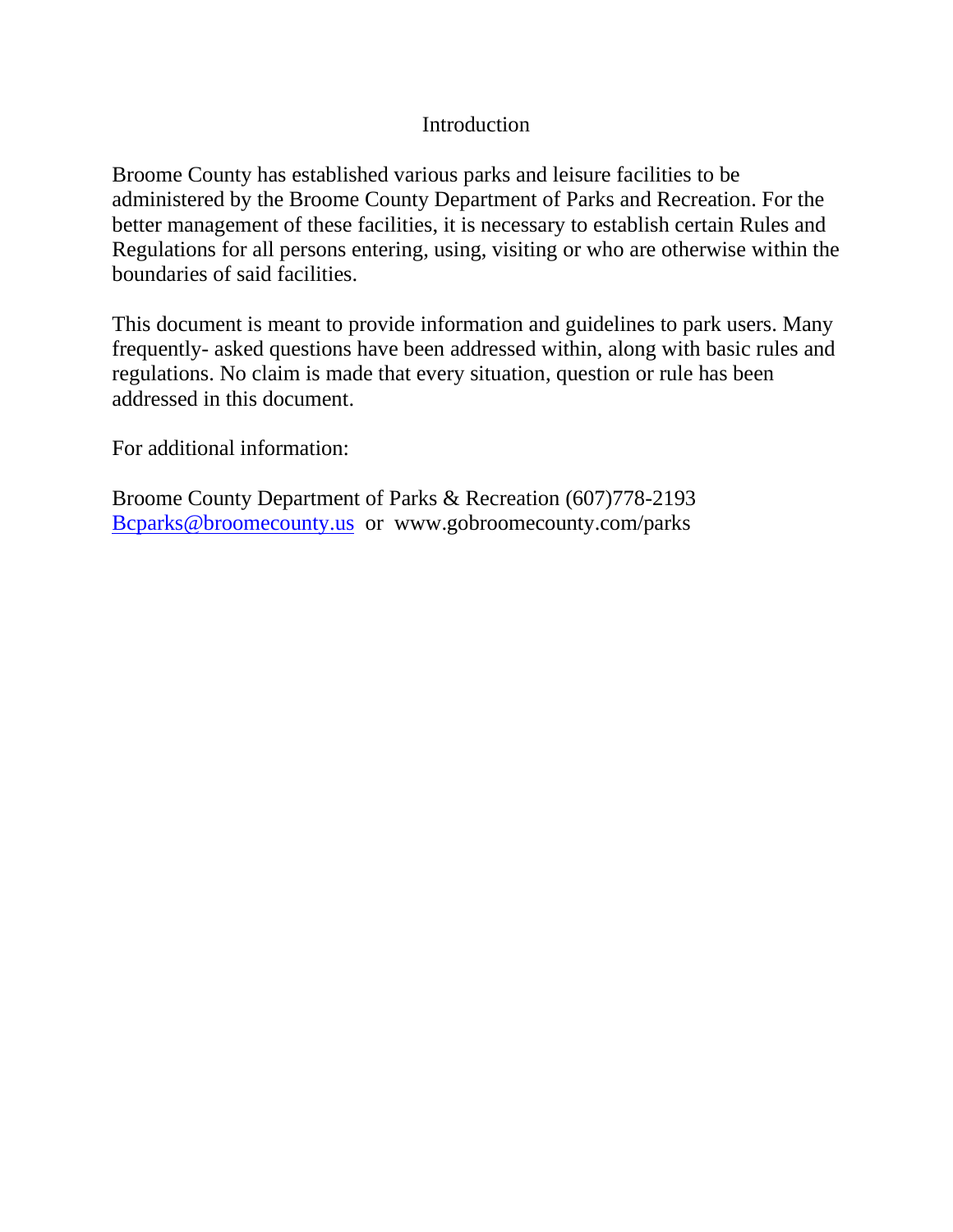# Introduction

Broome County has established various parks and leisure facilities to be administered by the Broome County Department of Parks and Recreation. For the better management of these facilities, it is necessary to establish certain Rules and Regulations for all persons entering, using, visiting or who are otherwise within the boundaries of said facilities.

This document is meant to provide information and guidelines to park users. Many frequently- asked questions have been addressed within, along with basic rules and regulations. No claim is made that every situation, question or rule has been addressed in this document.

For additional information:

Broome County Department of Parks & Recreation (607)778-2193
Bcparks@broomecounty.us or www.gobroomecounty.com/parks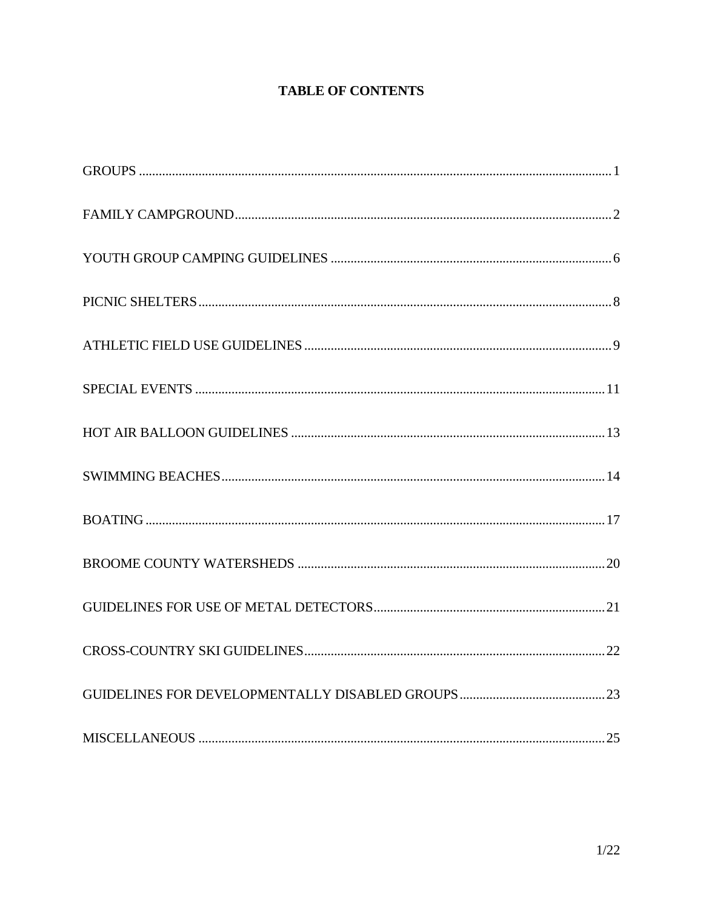# TABLE OF CONTENTS

GROUPS ........................................................................................................................................ 1

FAMILY CAMPGROUND................................................................................................................ 2

YOUTH GROUP CAMPING GUIDELINES .................................................................................... 6

PICNIC SHELTERS........................................................................................................................... 8

ATHLETIC FIELD USE GUIDELINES ............................................................................................ 9

SPECIAL EVENTS .......................................................................................................................... 11

HOT AIR BALLOON GUIDELINES ............................................................................................. 13

SWIMMING BEACHES.................................................................................................................. 14

BOATING ......................................................................................................................................... 17

BROOME COUNTY WATERSHEDS ............................................................................................ 20

GUIDELINES FOR USE OF METAL DETECTORS..................................................................... 21

CROSS-COUNTRY SKI GUIDELINES.......................................................................................... 22

GUIDELINES FOR DEVELOPMENTALLY DISABLED GROUPS ............................................ 23

MISCELLANEOUS .......................................................................................................................... 25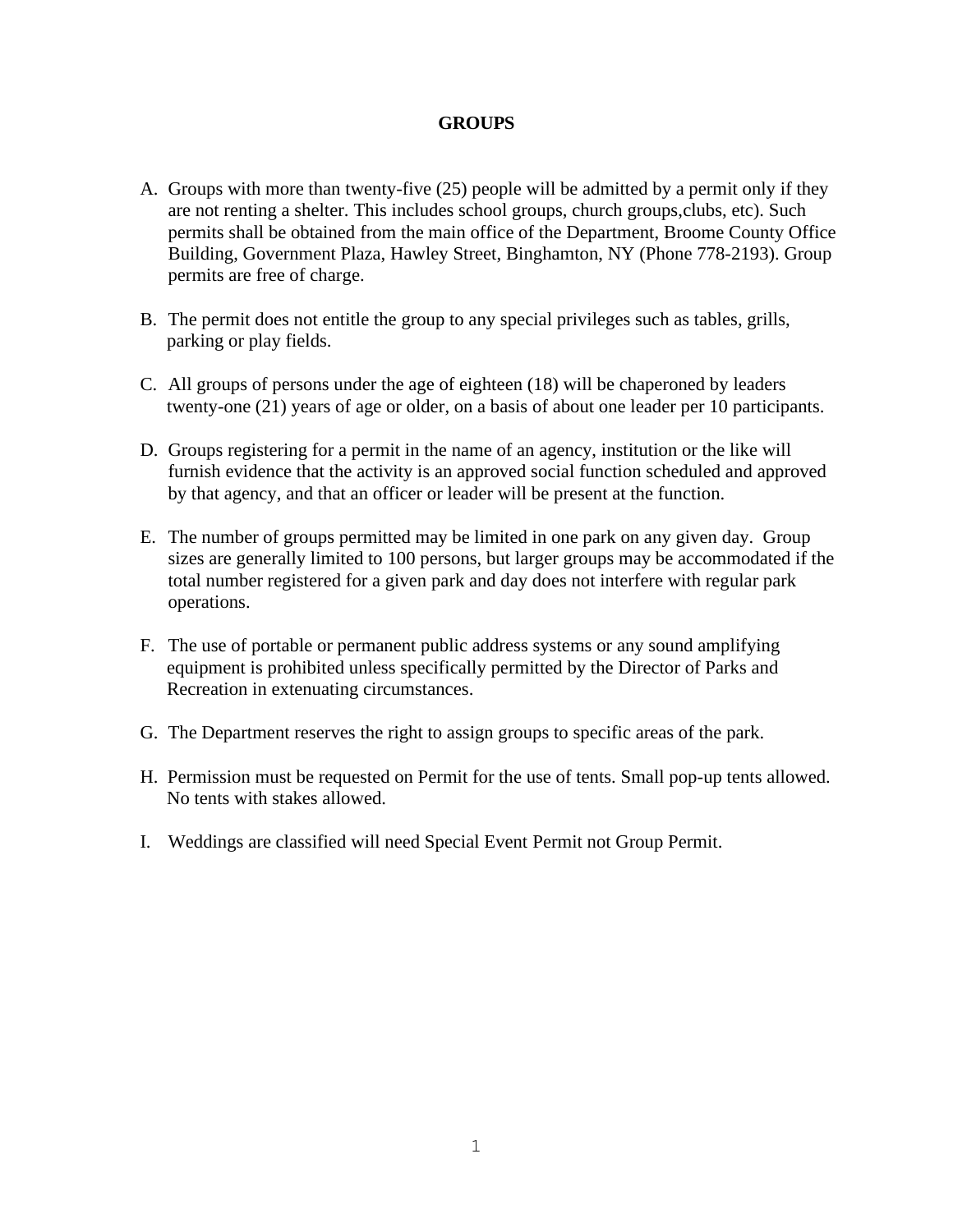# GROUPS

A. Groups with more than twenty-five (25) people will be admitted by a permit only if they are not renting a shelter. This includes school groups, church groups,clubs, etc). Such permits shall be obtained from the main office of the Department, Broome County Office Building, Government Plaza, Hawley Street, Binghamton, NY (Phone 778-2193). Group permits are free of charge.

B. The permit does not entitle the group to any special privileges such as tables, grills, parking or play fields.

C. All groups of persons under the age of eighteen (18) will be chaperoned by leaders twenty-one (21) years of age or older, on a basis of about one leader per 10 participants.

D. Groups registering for a permit in the name of an agency, institution or the like will furnish evidence that the activity is an approved social function scheduled and approved by that agency, and that an officer or leader will be present at the function.

E. The number of groups permitted may be limited in one park on any given day. Group sizes are generally limited to 100 persons, but larger groups may be accommodated if the total number registered for a given park and day does not interfere with regular park operations.

F. The use of portable or permanent public address systems or any sound amplifying equipment is prohibited unless specifically permitted by the Director of Parks and Recreation in extenuating circumstances.

G. The Department reserves the right to assign groups to specific areas of the park.

H. Permission must be requested on Permit for the use of tents. Small pop-up tents allowed. No tents with stakes allowed.

I. Weddings are classified will need Special Event Permit not Group Permit.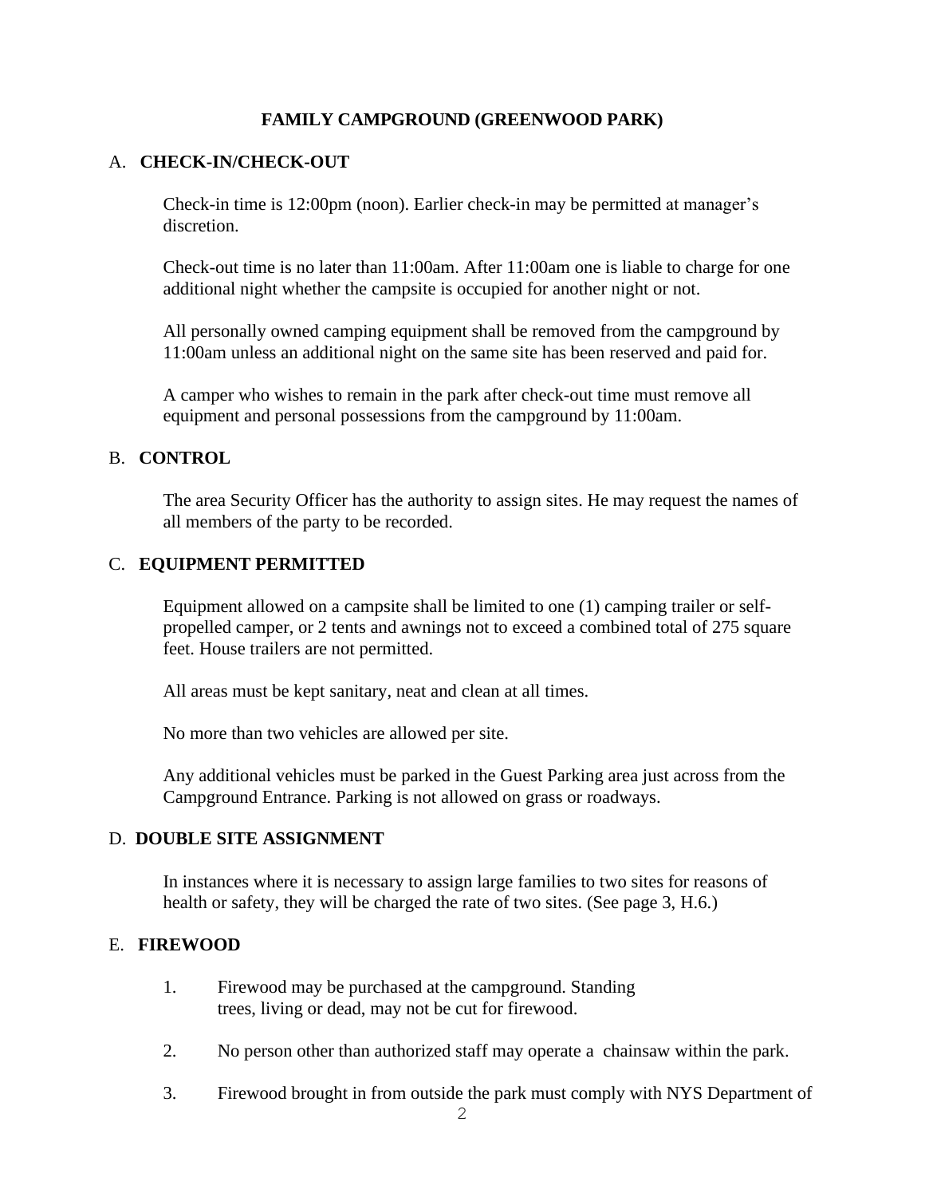## FAMILY CAMPGROUND (GREENWOOD PARK)

### A. CHECK-IN/CHECK-OUT

Check-in time is 12:00pm (noon). Earlier check-in may be permitted at manager's discretion.

Check-out time is no later than 11:00am. After 11:00am one is liable to charge for one additional night whether the campsite is occupied for another night or not.

All personally owned camping equipment shall be removed from the campground by 11:00am unless an additional night on the same site has been reserved and paid for.

A camper who wishes to remain in the park after check-out time must remove all equipment and personal possessions from the campground by 11:00am.

### B. CONTROL

The area Security Officer has the authority to assign sites. He may request the names of all members of the party to be recorded.

### C. EQUIPMENT PERMITTED

Equipment allowed on a campsite shall be limited to one (1) camping trailer or self-propelled camper, or 2 tents and awnings not to exceed a combined total of 275 square feet. House trailers are not permitted.

All areas must be kept sanitary, neat and clean at all times.

No more than two vehicles are allowed per site.

Any additional vehicles must be parked in the Guest Parking area just across from the Campground Entrance. Parking is not allowed on grass or roadways.

### D. DOUBLE SITE ASSIGNMENT

In instances where it is necessary to assign large families to two sites for reasons of health or safety, they will be charged the rate of two sites. (See page 3, H.6.)

### E. FIREWOOD

1. Firewood may be purchased at the campground. Standing trees, living or dead, may not be cut for firewood.
2. No person other than authorized staff may operate a chainsaw within the park.
3. Firewood brought in from outside the park must comply with NYS Department of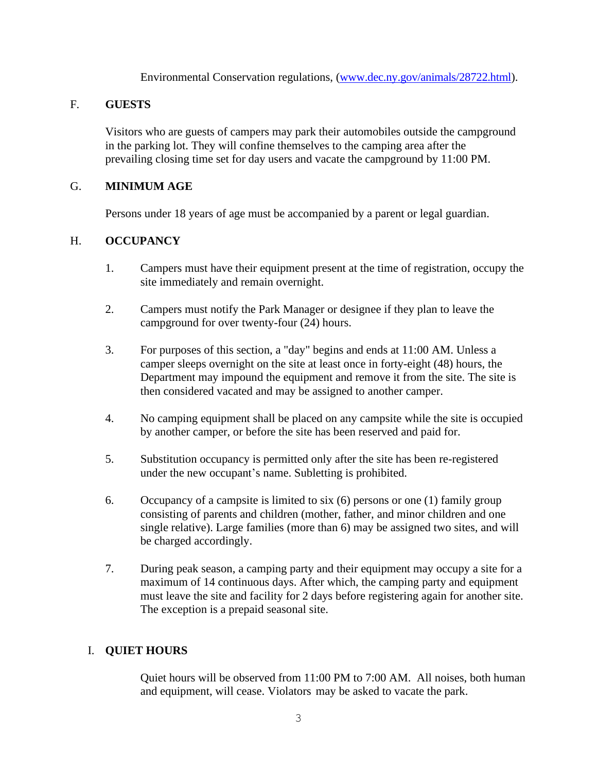Environmental Conservation regulations, (www.dec.ny.gov/animals/28722.html).

F. **GUESTS**

Visitors who are guests of campers may park their automobiles outside the campground in the parking lot. They will confine themselves to the camping area after the prevailing closing time set for day users and vacate the campground by 11:00 PM.

G. **MINIMUM AGE**

Persons under 18 years of age must be accompanied by a parent or legal guardian.

H. **OCCUPANCY**

1. Campers must have their equipment present at the time of registration, occupy the site immediately and remain overnight.

2. Campers must notify the Park Manager or designee if they plan to leave the campground for over twenty-four (24) hours.

3. For purposes of this section, a "day" begins and ends at 11:00 AM. Unless a camper sleeps overnight on the site at least once in forty-eight (48) hours, the Department may impound the equipment and remove it from the site. The site is then considered vacated and may be assigned to another camper.

4. No camping equipment shall be placed on any campsite while the site is occupied by another camper, or before the site has been reserved and paid for.

5. Substitution occupancy is permitted only after the site has been re-registered under the new occupant's name. Subletting is prohibited.

6. Occupancy of a campsite is limited to six (6) persons or one (1) family group consisting of parents and children (mother, father, and minor children and one single relative). Large families (more than 6) may be assigned two sites, and will be charged accordingly.

7. During peak season, a camping party and their equipment may occupy a site for a maximum of 14 continuous days. After which, the camping party and equipment must leave the site and facility for 2 days before registering again for another site. The exception is a prepaid seasonal site.

I. **QUIET HOURS**

Quiet hours will be observed from 11:00 PM to 7:00 AM. All noises, both human and equipment, will cease. Violators may be asked to vacate the park.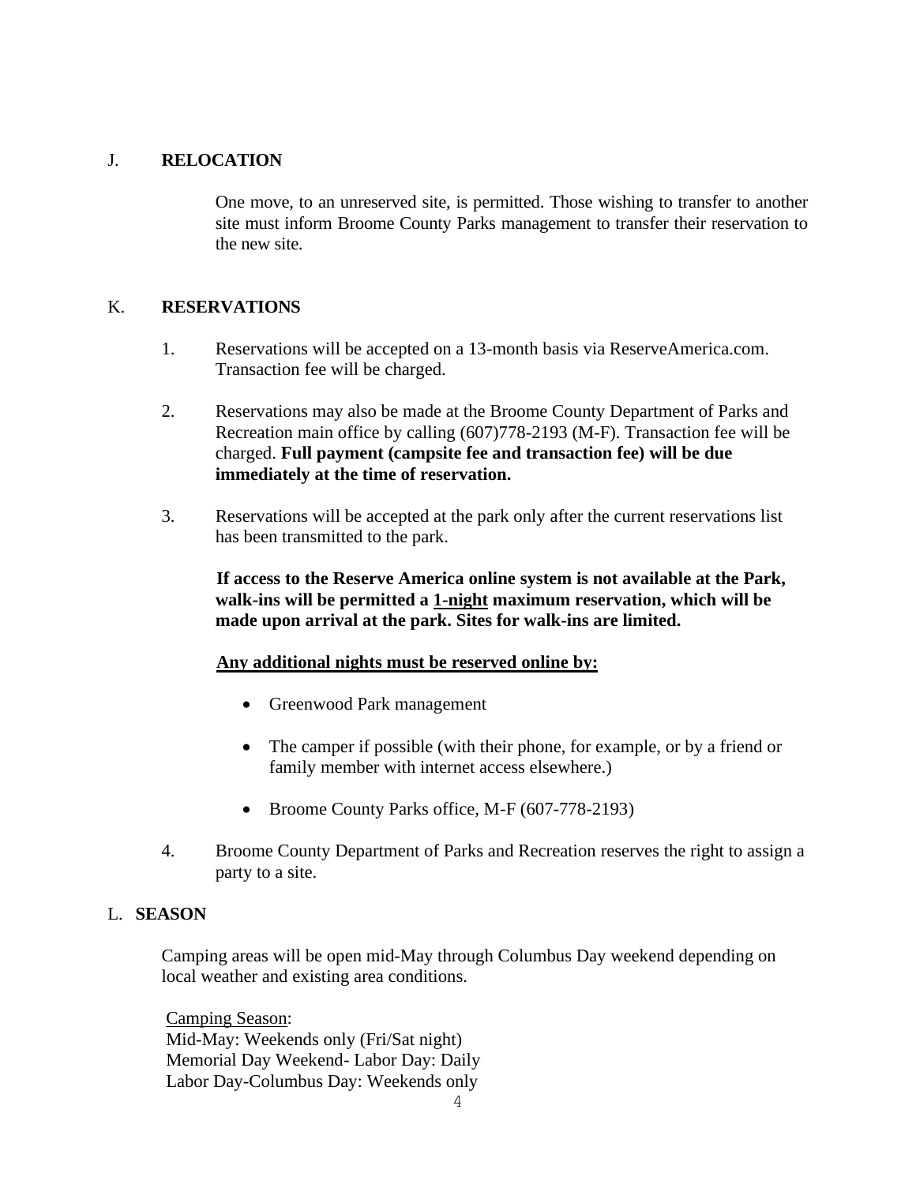## J. RELOCATION

One move, to an unreserved site, is permitted. Those wishing to transfer to another site must inform Broome County Parks management to transfer their reservation to the new site.

## K. RESERVATIONS

1. Reservations will be accepted on a 13-month basis via ReserveAmerica.com. Transaction fee will be charged.

2. Reservations may also be made at the Broome County Department of Parks and Recreation main office by calling (607)778-2193 (M-F). Transaction fee will be charged. **Full payment (campsite fee and transaction fee) will be due immediately at the time of reservation.**

3. Reservations will be accepted at the park only after the current reservations list has been transmitted to the park.

   **If access to the Reserve America online system is not available at the Park, walk-ins will be permitted a <u>1-night</u> maximum reservation, which will be made upon arrival at the park. Sites for walk-ins are limited.**

   **<u>Any additional nights must be reserved online by:</u>**

   - Greenwood Park management
   - The camper if possible (with their phone, for example, or by a friend or family member with internet access elsewhere.)
   - Broome County Parks office, M-F (607-778-2193)

4. Broome County Department of Parks and Recreation reserves the right to assign a party to a site.

## L. SEASON

Camping areas will be open mid-May through Columbus Day weekend depending on local weather and existing area conditions.

<u>Camping Season</u>:
Mid-May: Weekends only (Fri/Sat night)
Memorial Day Weekend- Labor Day: Daily
Labor Day-Columbus Day: Weekends only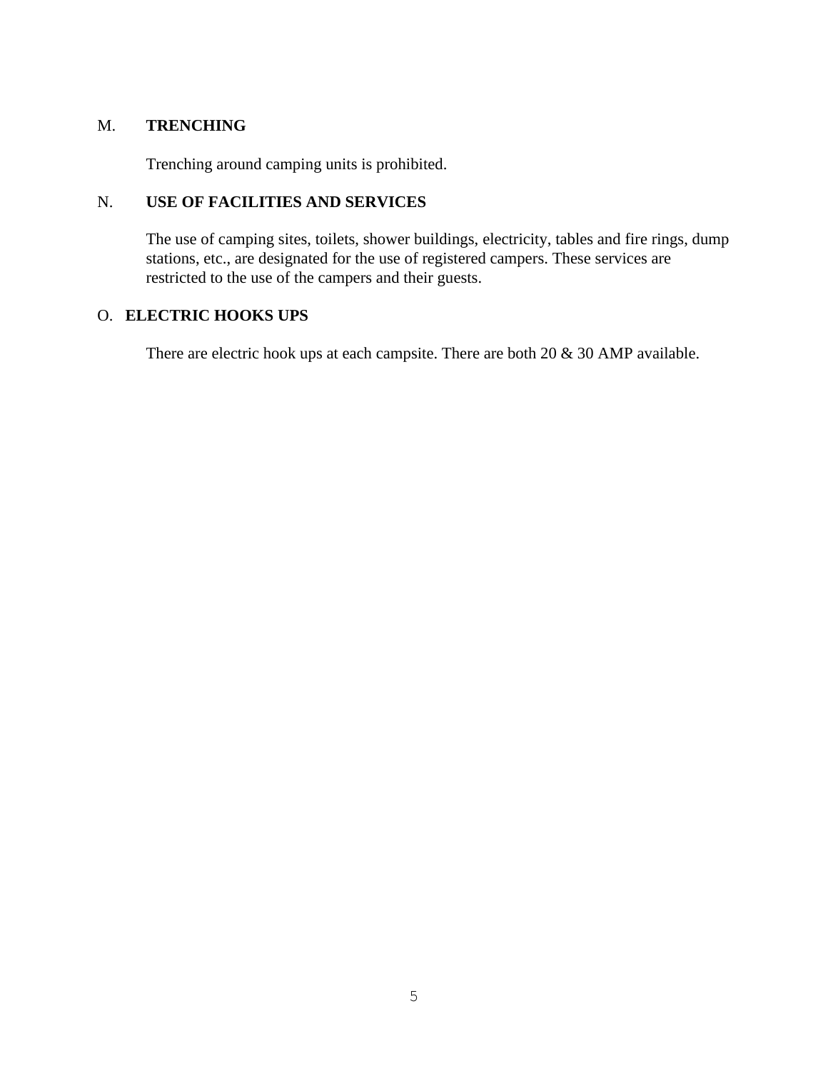M. **TRENCHING**

Trenching around camping units is prohibited.

N. **USE OF FACILITIES AND SERVICES**

The use of camping sites, toilets, shower buildings, electricity, tables and fire rings, dump stations, etc., are designated for the use of registered campers. These services are restricted to the use of the campers and their guests.

O. **ELECTRIC HOOKS UPS**

There are electric hook ups at each campsite. There are both 20 & 30 AMP available.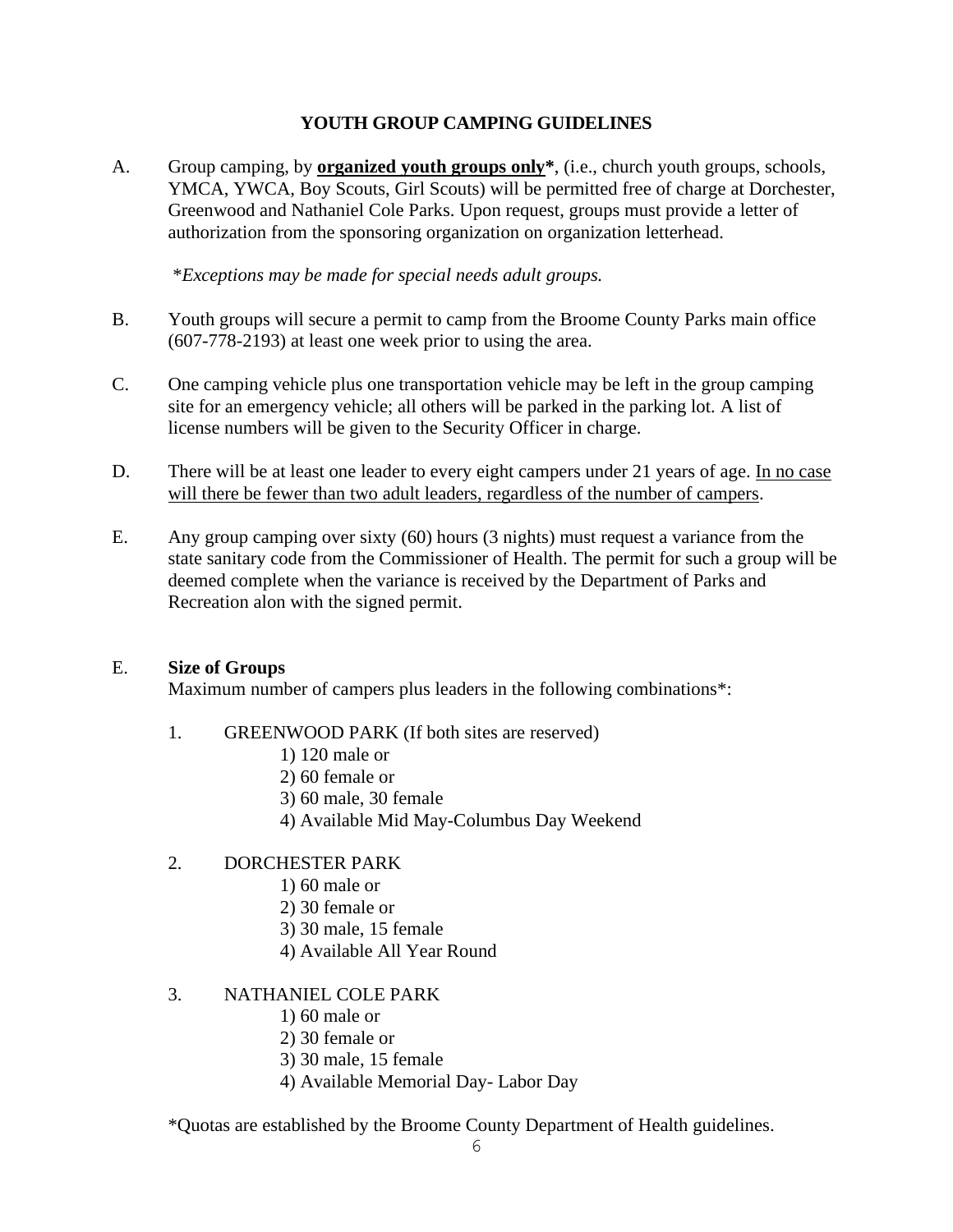## YOUTH GROUP CAMPING GUIDELINES

A. Group camping, by **<u>organized youth groups only</u>\***, (i.e., church youth groups, schools, YMCA, YWCA, Boy Scouts, Girl Scouts) will be permitted free of charge at Dorchester, Greenwood and Nathaniel Cole Parks. Upon request, groups must provide a letter of authorization from the sponsoring organization on organization letterhead.

*\*Exceptions may be made for special needs adult groups.*

B. Youth groups will secure a permit to camp from the Broome County Parks main office (607-778-2193) at least one week prior to using the area.

C. One camping vehicle plus one transportation vehicle may be left in the group camping site for an emergency vehicle; all others will be parked in the parking lot. A list of license numbers will be given to the Security Officer in charge.

D. There will be at least one leader to every eight campers under 21 years of age. <u>In no case will there be fewer than two adult leaders, regardless of the number of campers</u>.

E. Any group camping over sixty (60) hours (3 nights) must request a variance from the state sanitary code from the Commissioner of Health. The permit for such a group will be deemed complete when the variance is received by the Department of Parks and Recreation alon with the signed permit.

E. **Size of Groups**
Maximum number of campers plus leaders in the following combinations*:

1. GREENWOOD PARK (If both sites are reserved)
   - 1) 120 male or
   - 2) 60 female or
   - 3) 60 male, 30 female
   - 4) Available Mid May-Columbus Day Weekend

2. DORCHESTER PARK
   - 1) 60 male or
   - 2) 30 female or
   - 3) 30 male, 15 female
   - 4) Available All Year Round

3. NATHANIEL COLE PARK
   - 1) 60 male or
   - 2) 30 female or
   - 3) 30 male, 15 female
   - 4) Available Memorial Day- Labor Day

*Quotas are established by the Broome County Department of Health guidelines.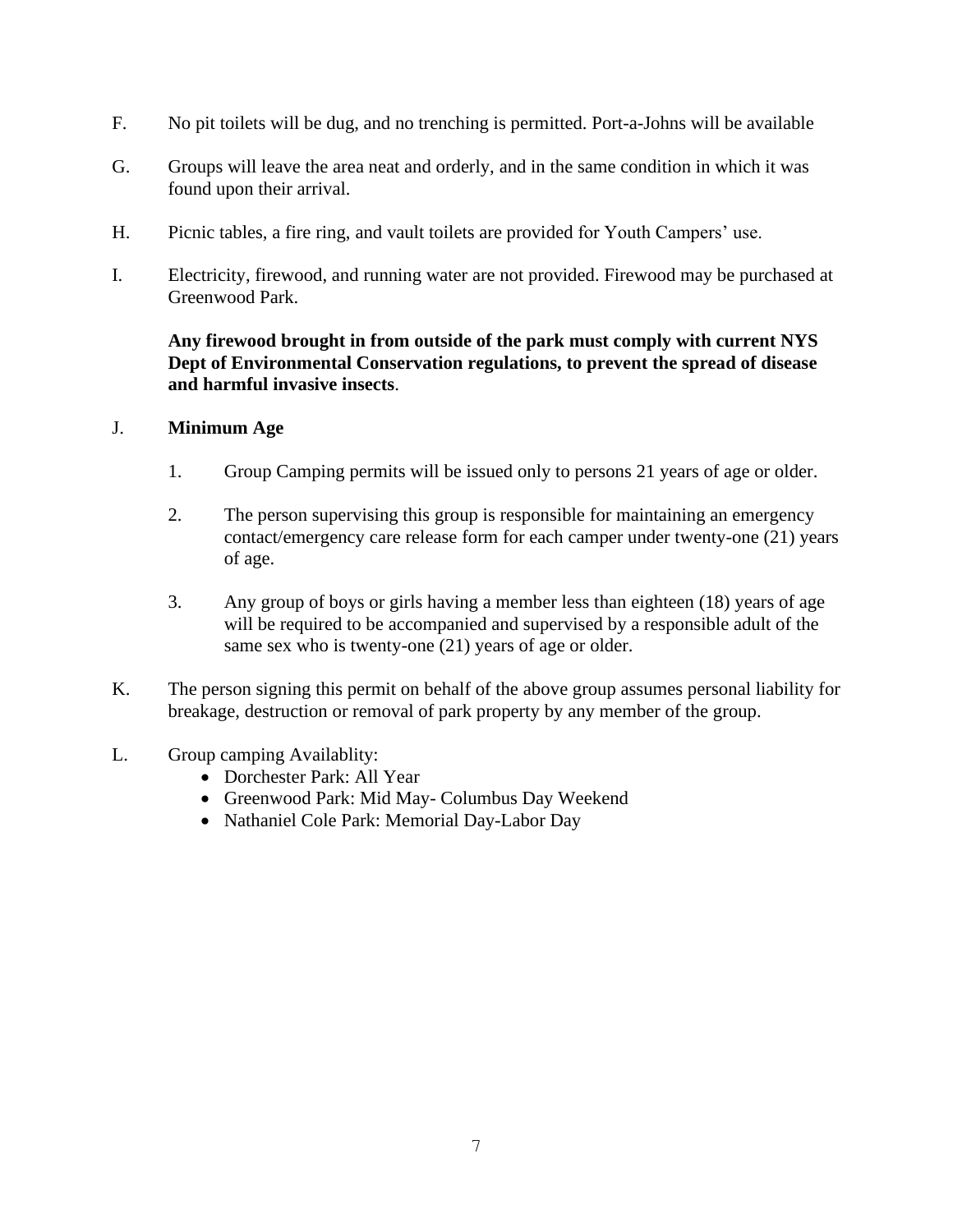F. No pit toilets will be dug, and no trenching is permitted. Port-a-Johns will be available

G. Groups will leave the area neat and orderly, and in the same condition in which it was found upon their arrival.

H. Picnic tables, a fire ring, and vault toilets are provided for Youth Campers' use.

I. Electricity, firewood, and running water are not provided. Firewood may be purchased at Greenwood Park.

**Any firewood brought in from outside of the park must comply with current NYS Dept of Environmental Conservation regulations, to prevent the spread of disease and harmful invasive insects**.

J. **Minimum Age**

1. Group Camping permits will be issued only to persons 21 years of age or older.

2. The person supervising this group is responsible for maintaining an emergency contact/emergency care release form for each camper under twenty-one (21) years of age.

3. Any group of boys or girls having a member less than eighteen (18) years of age will be required to be accompanied and supervised by a responsible adult of the same sex who is twenty-one (21) years of age or older.

K. The person signing this permit on behalf of the above group assumes personal liability for breakage, destruction or removal of park property by any member of the group.

L. Group camping Availablity:

- Dorchester Park: All Year
- Greenwood Park: Mid May- Columbus Day Weekend
- Nathaniel Cole Park: Memorial Day-Labor Day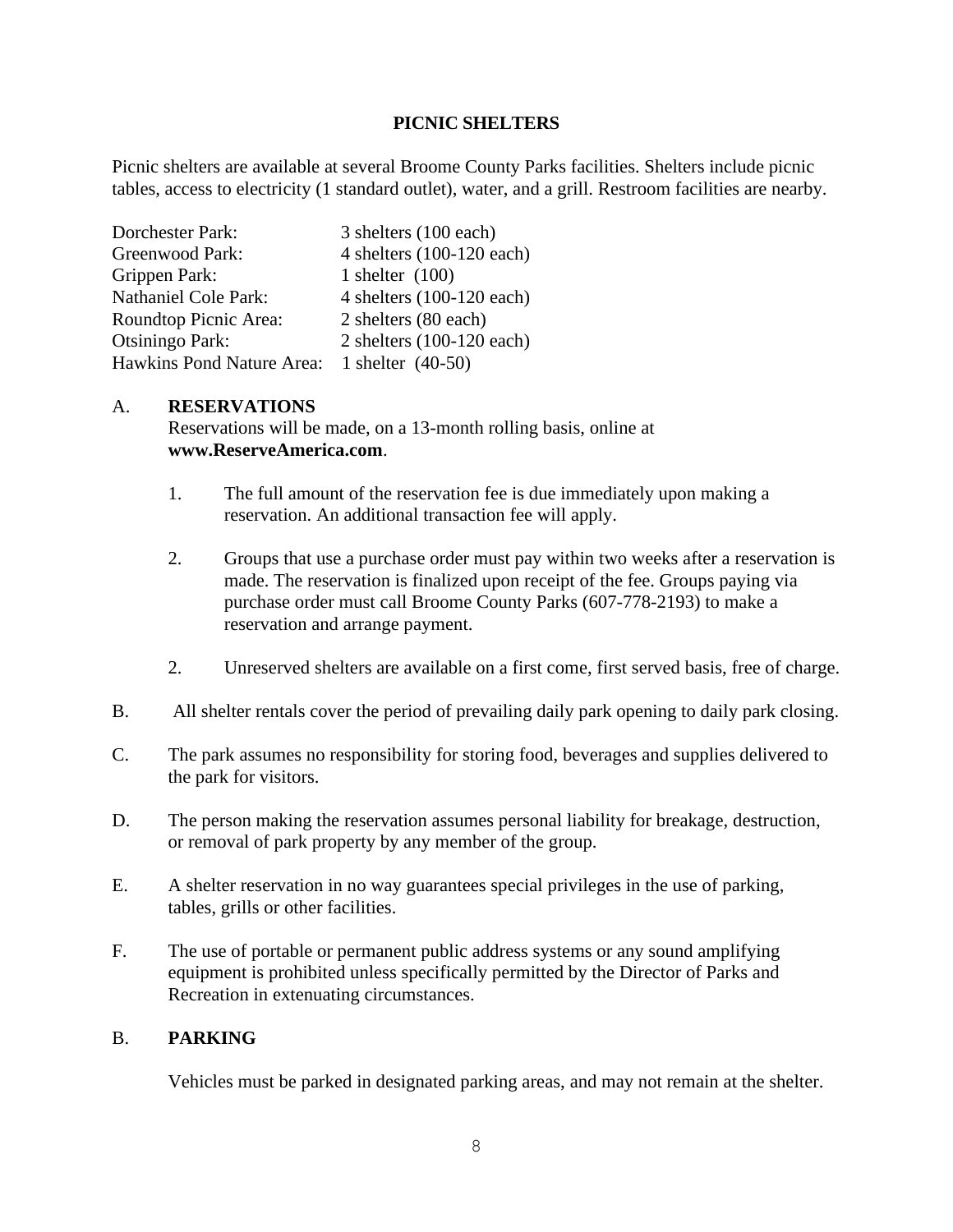## PICNIC SHELTERS

Picnic shelters are available at several Broome County Parks facilities. Shelters include picnic tables, access to electricity (1 standard outlet), water, and a grill. Restroom facilities are nearby.

| | |
|---|---|
| Dorchester Park: | 3 shelters (100 each) |
| Greenwood Park: | 4 shelters (100-120 each) |
| Grippen Park: | 1 shelter (100) |
| Nathaniel Cole Park: | 4 shelters (100-120 each) |
| Roundtop Picnic Area: | 2 shelters (80 each) |
| Otsiningo Park: | 2 shelters (100-120 each) |
| Hawkins Pond Nature Area: | 1 shelter (40-50) |

A. **RESERVATIONS**

Reservations will be made, on a 13-month rolling basis, online at **www.ReserveAmerica.com**.

1. The full amount of the reservation fee is due immediately upon making a reservation. An additional transaction fee will apply.

2. Groups that use a purchase order must pay within two weeks after a reservation is made. The reservation is finalized upon receipt of the fee. Groups paying via purchase order must call Broome County Parks (607-778-2193) to make a reservation and arrange payment.

2. Unreserved shelters are available on a first come, first served basis, free of charge.

B. All shelter rentals cover the period of prevailing daily park opening to daily park closing.

C. The park assumes no responsibility for storing food, beverages and supplies delivered to the park for visitors.

D. The person making the reservation assumes personal liability for breakage, destruction, or removal of park property by any member of the group.

E. A shelter reservation in no way guarantees special privileges in the use of parking, tables, grills or other facilities.

F. The use of portable or permanent public address systems or any sound amplifying equipment is prohibited unless specifically permitted by the Director of Parks and Recreation in extenuating circumstances.

B. **PARKING**

Vehicles must be parked in designated parking areas, and may not remain at the shelter.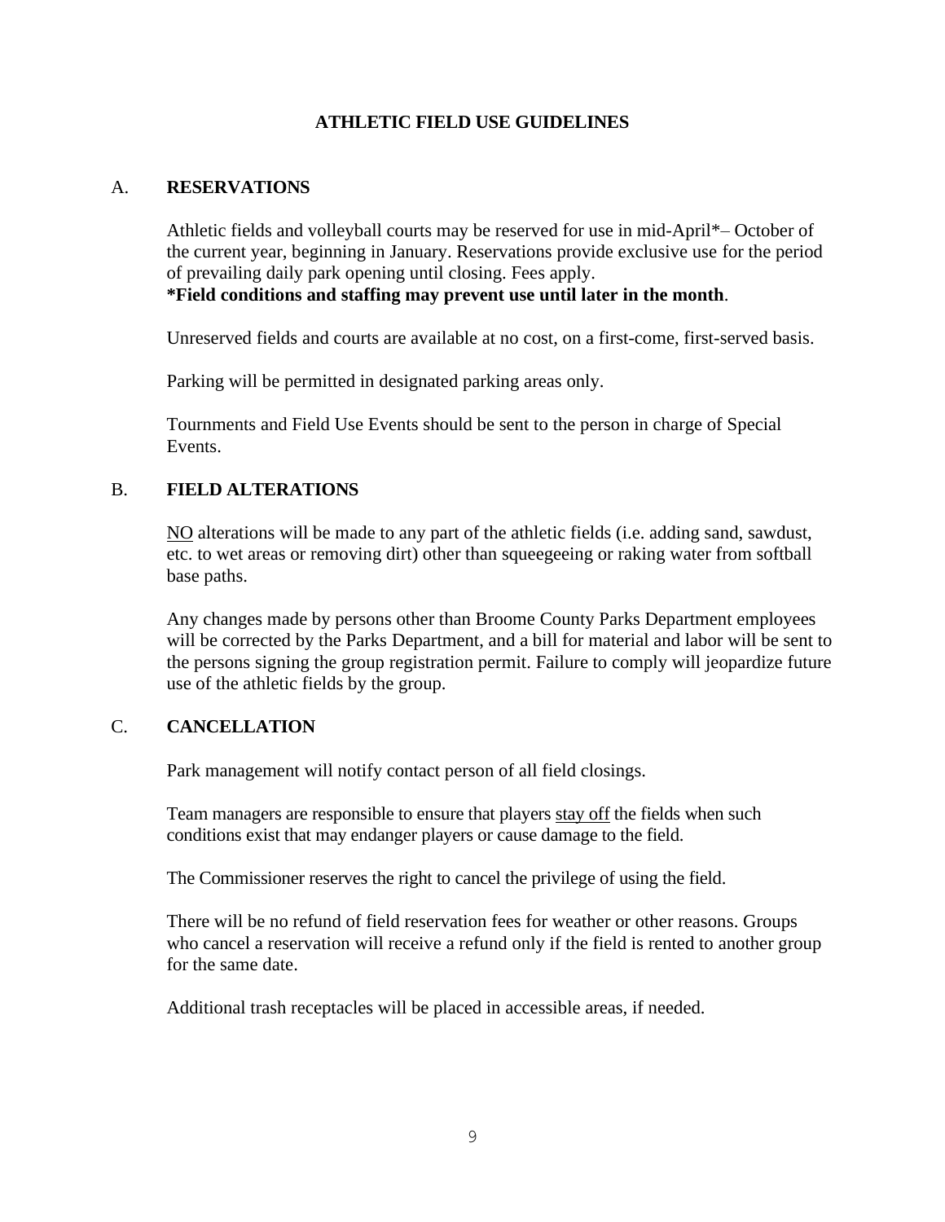# ATHLETIC FIELD USE GUIDELINES

## A. RESERVATIONS

Athletic fields and volleyball courts may be reserved for use in mid-April*– October of the current year, beginning in January. Reservations provide exclusive use for the period of prevailing daily park opening until closing. Fees apply.
**\*Field conditions and staffing may prevent use until later in the month**.

Unreserved fields and courts are available at no cost, on a first-come, first-served basis.

Parking will be permitted in designated parking areas only.

Tournments and Field Use Events should be sent to the person in charge of Special Events.

## B. FIELD ALTERATIONS

<u>NO</u> alterations will be made to any part of the athletic fields (i.e. adding sand, sawdust, etc. to wet areas or removing dirt) other than squeegeeing or raking water from softball base paths.

Any changes made by persons other than Broome County Parks Department employees will be corrected by the Parks Department, and a bill for material and labor will be sent to the persons signing the group registration permit. Failure to comply will jeopardize future use of the athletic fields by the group.

## C. CANCELLATION

Park management will notify contact person of all field closings.

Team managers are responsible to ensure that players <u>stay off</u> the fields when such conditions exist that may endanger players or cause damage to the field.

The Commissioner reserves the right to cancel the privilege of using the field.

There will be no refund of field reservation fees for weather or other reasons. Groups who cancel a reservation will receive a refund only if the field is rented to another group for the same date.

Additional trash receptacles will be placed in accessible areas, if needed.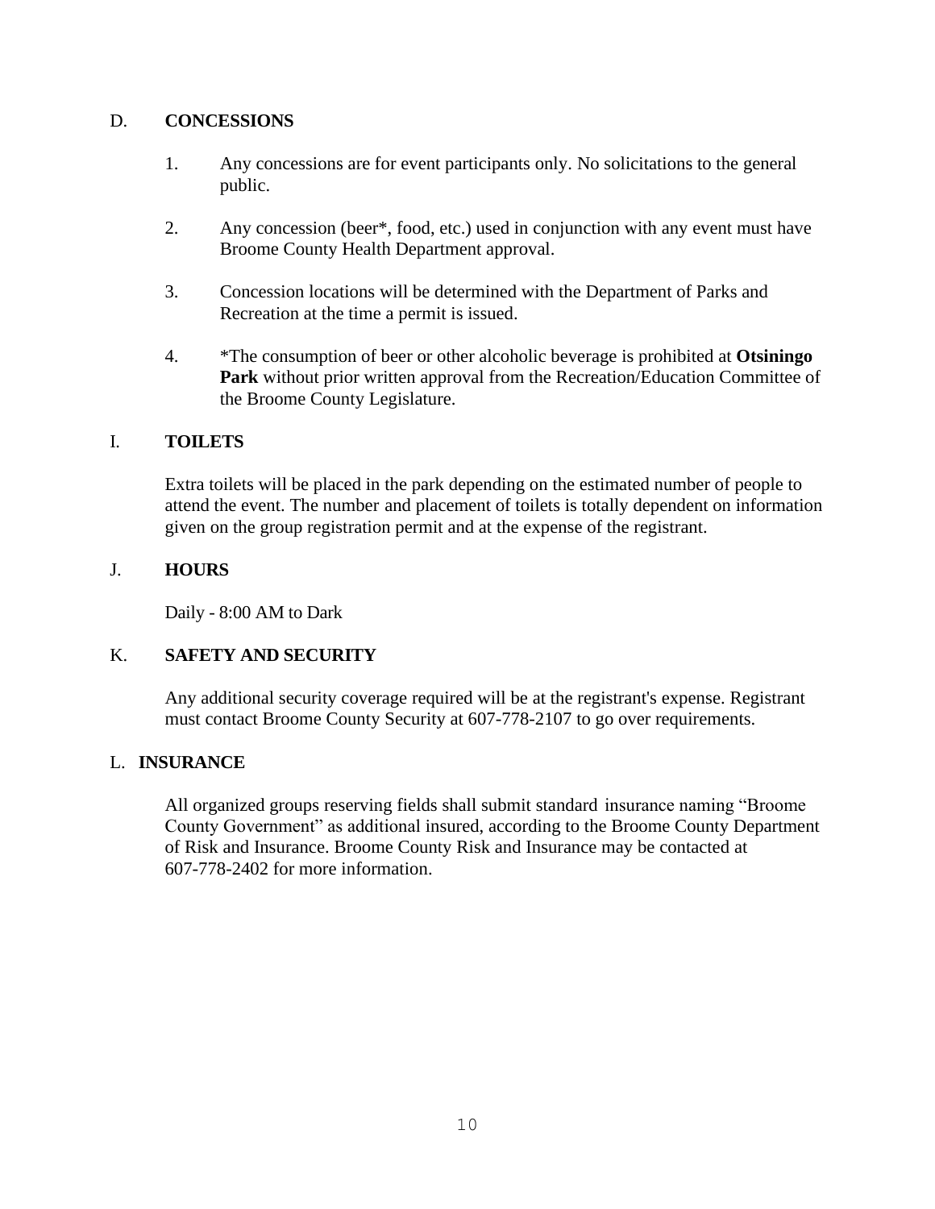## D. CONCESSIONS

1. Any concessions are for event participants only. No solicitations to the general public.

2. Any concession (beer*, food, etc.) used in conjunction with any event must have Broome County Health Department approval.

3. Concession locations will be determined with the Department of Parks and Recreation at the time a permit is issued.

4. *The consumption of beer or other alcoholic beverage is prohibited at **Otsiningo Park** without prior written approval from the Recreation/Education Committee of the Broome County Legislature.

## I. TOILETS

Extra toilets will be placed in the park depending on the estimated number of people to attend the event. The number and placement of toilets is totally dependent on information given on the group registration permit and at the expense of the registrant.

## J. HOURS

Daily - 8:00 AM to Dark

## K. SAFETY AND SECURITY

Any additional security coverage required will be at the registrant's expense. Registrant must contact Broome County Security at 607-778-2107 to go over requirements.

## L. INSURANCE

All organized groups reserving fields shall submit standard insurance naming “Broome County Government” as additional insured, according to the Broome County Department of Risk and Insurance. Broome County Risk and Insurance may be contacted at 607-778-2402 for more information.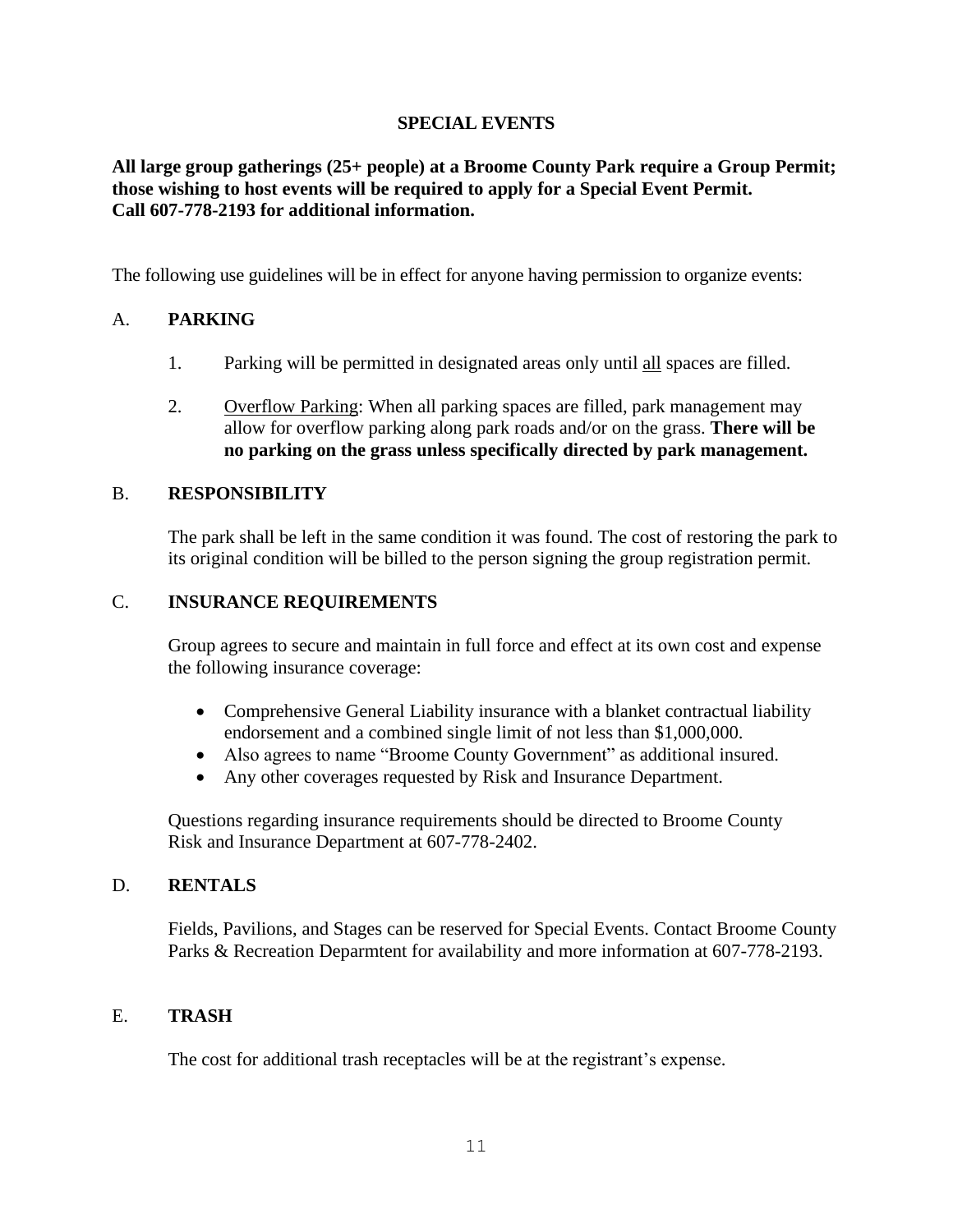## SPECIAL EVENTS

**All large group gatherings (25+ people) at a Broome County Park require a Group Permit; those wishing to host events will be required to apply for a Special Event Permit. Call 607-778-2193 for additional information.**

The following use guidelines will be in effect for anyone having permission to organize events:

### A. PARKING

1. Parking will be permitted in designated areas only until all spaces are filled.
2. Overflow Parking: When all parking spaces are filled, park management may allow for overflow parking along park roads and/or on the grass. **There will be no parking on the grass unless specifically directed by park management.**

### B. RESPONSIBILITY

The park shall be left in the same condition it was found. The cost of restoring the park to its original condition will be billed to the person signing the group registration permit.

### C. INSURANCE REQUIREMENTS

Group agrees to secure and maintain in full force and effect at its own cost and expense the following insurance coverage:

- Comprehensive General Liability insurance with a blanket contractual liability endorsement and a combined single limit of not less than $1,000,000.
- Also agrees to name "Broome County Government" as additional insured.
- Any other coverages requested by Risk and Insurance Department.

Questions regarding insurance requirements should be directed to Broome County Risk and Insurance Department at 607-778-2402.

### D. RENTALS

Fields, Pavilions, and Stages can be reserved for Special Events. Contact Broome County Parks & Recreation Deparmtent for availability and more information at 607-778-2193.

### E. TRASH

The cost for additional trash receptacles will be at the registrant's expense.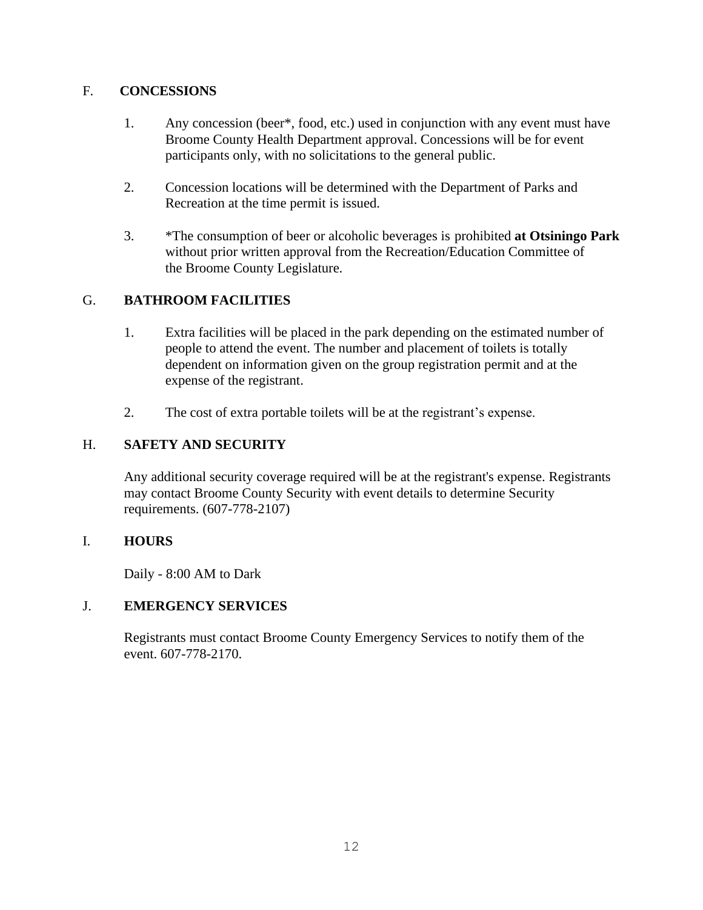## F. CONCESSIONS

1. Any concession (beer*, food, etc.) used in conjunction with any event must have Broome County Health Department approval. Concessions will be for event participants only, with no solicitations to the general public.

2. Concession locations will be determined with the Department of Parks and Recreation at the time permit is issued.

3. *The consumption of beer or alcoholic beverages is prohibited **at Otsiningo Park** without prior written approval from the Recreation/Education Committee of the Broome County Legislature.

## G. BATHROOM FACILITIES

1. Extra facilities will be placed in the park depending on the estimated number of people to attend the event. The number and placement of toilets is totally dependent on information given on the group registration permit and at the expense of the registrant.

2. The cost of extra portable toilets will be at the registrant's expense.

## H. SAFETY AND SECURITY

Any additional security coverage required will be at the registrant's expense. Registrants may contact Broome County Security with event details to determine Security requirements. (607-778-2107)

## I. HOURS

Daily - 8:00 AM to Dark

## J. EMERGENCY SERVICES

Registrants must contact Broome County Emergency Services to notify them of the event. 607-778-2170.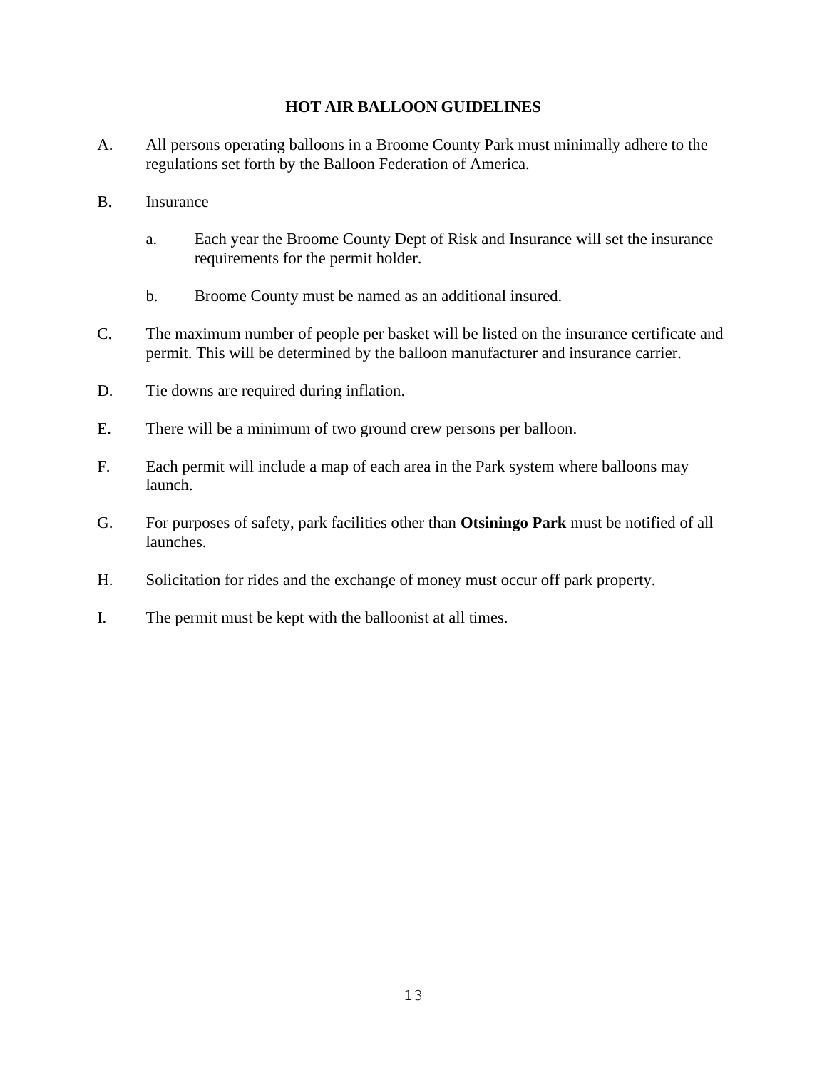## HOT AIR BALLOON GUIDELINES

A. All persons operating balloons in a Broome County Park must minimally adhere to the regulations set forth by the Balloon Federation of America.

B. Insurance

  a. Each year the Broome County Dept of Risk and Insurance will set the insurance requirements for the permit holder.

  b. Broome County must be named as an additional insured.

C. The maximum number of people per basket will be listed on the insurance certificate and permit. This will be determined by the balloon manufacturer and insurance carrier.

D. Tie downs are required during inflation.

E. There will be a minimum of two ground crew persons per balloon.

F. Each permit will include a map of each area in the Park system where balloons may launch.

G. For purposes of safety, park facilities other than **Otsiningo Park** must be notified of all launches.

H. Solicitation for rides and the exchange of money must occur off park property.

I. The permit must be kept with the balloonist at all times.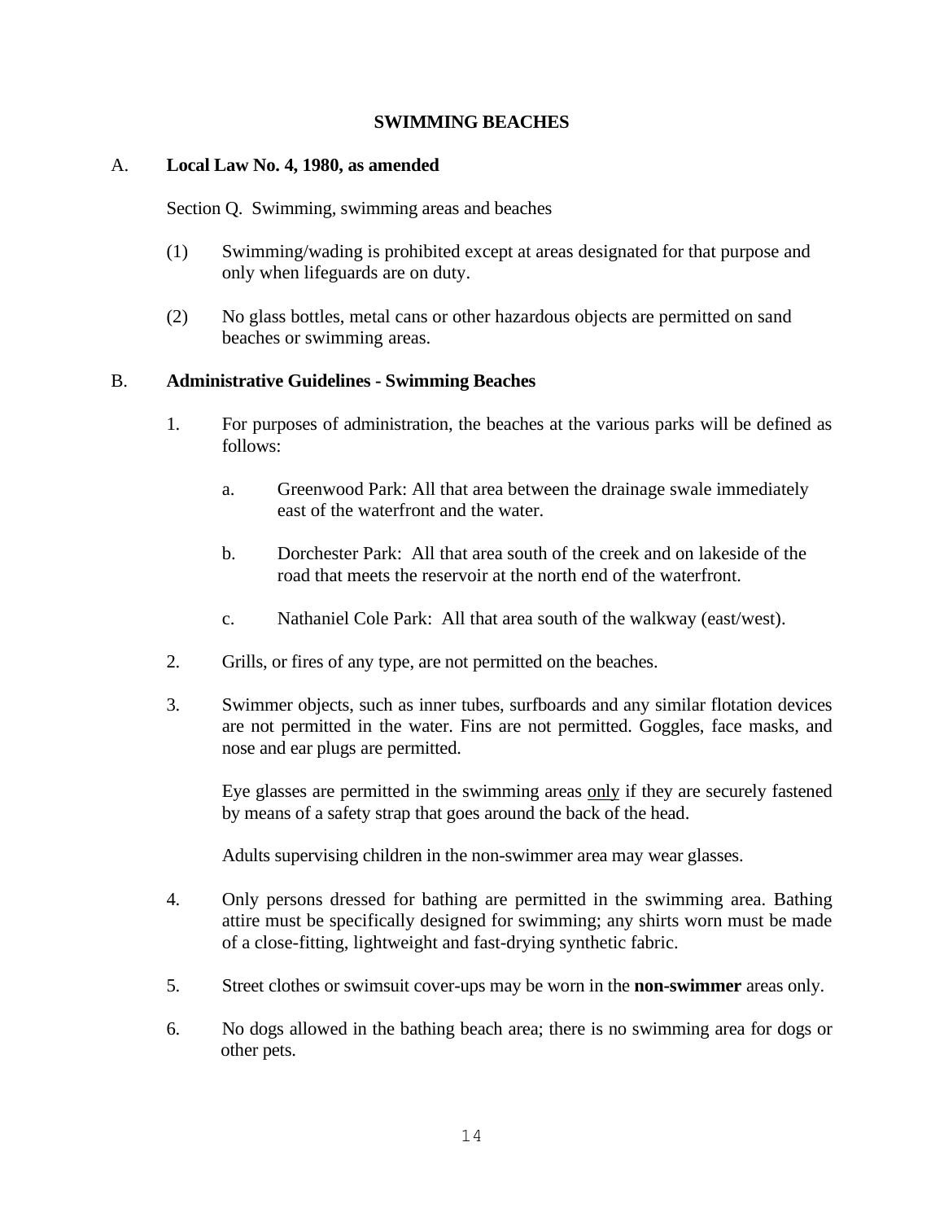# SWIMMING BEACHES

## A. Local Law No. 4, 1980, as amended

Section Q. Swimming, swimming areas and beaches

(1) Swimming/wading is prohibited except at areas designated for that purpose and only when lifeguards are on duty.

(2) No glass bottles, metal cans or other hazardous objects are permitted on sand beaches or swimming areas.

## B. Administrative Guidelines - Swimming Beaches

1. For purposes of administration, the beaches at the various parks will be defined as follows:

   a. Greenwood Park: All that area between the drainage swale immediately east of the waterfront and the water.

   b. Dorchester Park: All that area south of the creek and on lakeside of the road that meets the reservoir at the north end of the waterfront.

   c. Nathaniel Cole Park: All that area south of the walkway (east/west).

2. Grills, or fires of any type, are not permitted on the beaches.

3. Swimmer objects, such as inner tubes, surfboards and any similar flotation devices are not permitted in the water. Fins are not permitted. Goggles, face masks, and nose and ear plugs are permitted.

   Eye glasses are permitted in the swimming areas <u>only</u> if they are securely fastened by means of a safety strap that goes around the back of the head.

   Adults supervising children in the non-swimmer area may wear glasses.

4. Only persons dressed for bathing are permitted in the swimming area. Bathing attire must be specifically designed for swimming; any shirts worn must be made of a close-fitting, lightweight and fast-drying synthetic fabric.

5. Street clothes or swimsuit cover-ups may be worn in the **non-swimmer** areas only.

6. No dogs allowed in the bathing beach area; there is no swimming area for dogs or other pets.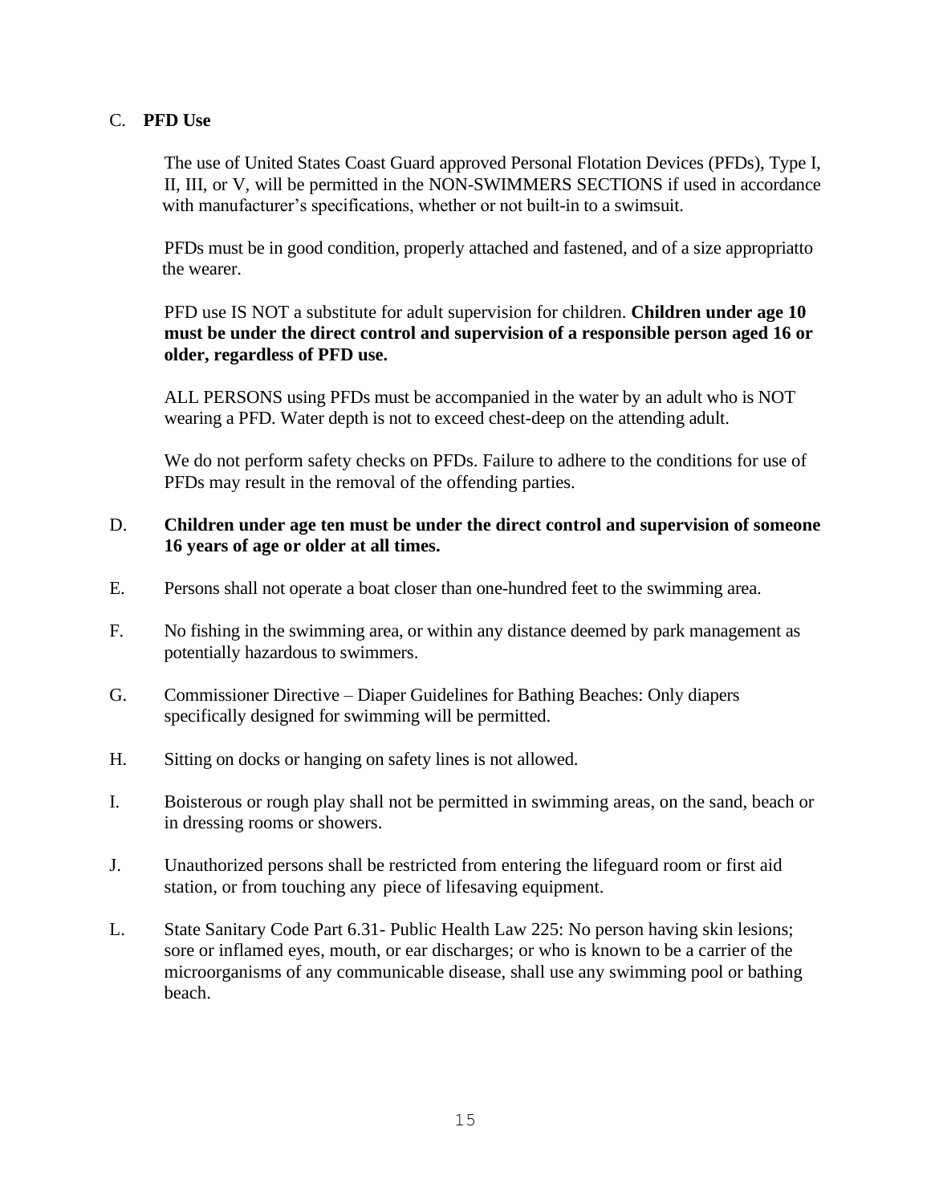C. **PFD Use**

The use of United States Coast Guard approved Personal Flotation Devices (PFDs), Type I, II, III, or V, will be permitted in the NON-SWIMMERS SECTIONS if used in accordance with manufacturer's specifications, whether or not built-in to a swimsuit.

PFDs must be in good condition, properly attached and fastened, and of a size appropriatto the wearer.

PFD use IS NOT a substitute for adult supervision for children. **Children under age 10 must be under the direct control and supervision of a responsible person aged 16 or older, regardless of PFD use.**

ALL PERSONS using PFDs must be accompanied in the water by an adult who is NOT wearing a PFD. Water depth is not to exceed chest-deep on the attending adult.

We do not perform safety checks on PFDs. Failure to adhere to the conditions for use of PFDs may result in the removal of the offending parties.

D. **Children under age ten must be under the direct control and supervision of someone 16 years of age or older at all times.**

E. Persons shall not operate a boat closer than one-hundred feet to the swimming area.

F. No fishing in the swimming area, or within any distance deemed by park management as potentially hazardous to swimmers.

G. Commissioner Directive – Diaper Guidelines for Bathing Beaches: Only diapers specifically designed for swimming will be permitted.

H. Sitting on docks or hanging on safety lines is not allowed.

I. Boisterous or rough play shall not be permitted in swimming areas, on the sand, beach or in dressing rooms or showers.

J. Unauthorized persons shall be restricted from entering the lifeguard room or first aid station, or from touching any piece of lifesaving equipment.

L. State Sanitary Code Part 6.31- Public Health Law 225: No person having skin lesions; sore or inflamed eyes, mouth, or ear discharges; or who is known to be a carrier of the microorganisms of any communicable disease, shall use any swimming pool or bathing beach.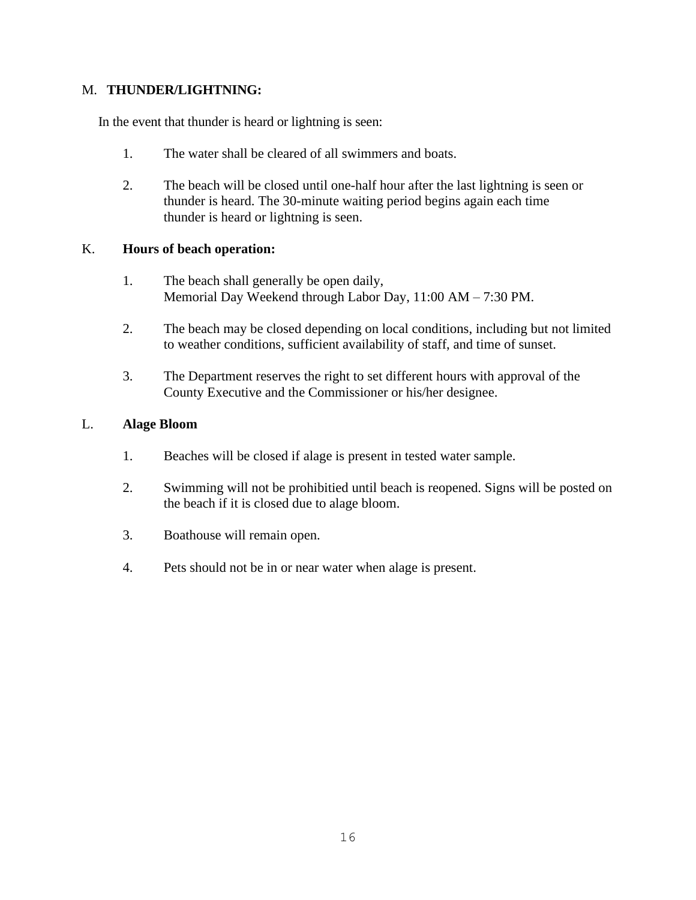M. **THUNDER/LIGHTNING:**

In the event that thunder is heard or lightning is seen:

1. The water shall be cleared of all swimmers and boats.

2. The beach will be closed until one-half hour after the last lightning is seen or thunder is heard. The 30-minute waiting period begins again each time thunder is heard or lightning is seen.

K. **Hours of beach operation:**

1. The beach shall generally be open daily, Memorial Day Weekend through Labor Day, 11:00 AM – 7:30 PM.

2. The beach may be closed depending on local conditions, including but not limited to weather conditions, sufficient availability of staff, and time of sunset.

3. The Department reserves the right to set different hours with approval of the County Executive and the Commissioner or his/her designee.

L. **Alage Bloom**

1. Beaches will be closed if alage is present in tested water sample.

2. Swimming will not be prohibitied until beach is reopened. Signs will be posted on the beach if it is closed due to alage bloom.

3. Boathouse will remain open.

4. Pets should not be in or near water when alage is present.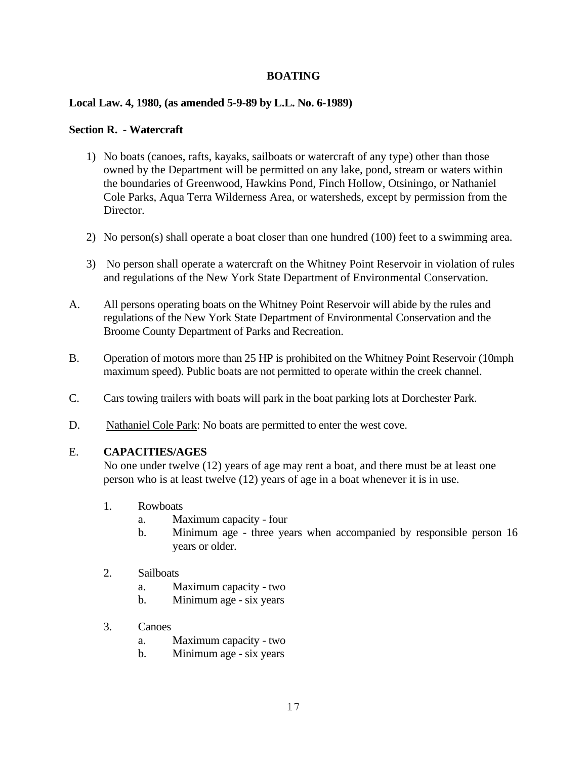# BOATING

**Local Law. 4, 1980, (as amended 5-9-89 by L.L. No. 6-1989)**

**Section R. - Watercraft**

1) No boats (canoes, rafts, kayaks, sailboats or watercraft of any type) other than those owned by the Department will be permitted on any lake, pond, stream or waters within the boundaries of Greenwood, Hawkins Pond, Finch Hollow, Otsiningo, or Nathaniel Cole Parks, Aqua Terra Wilderness Area, or watersheds, except by permission from the Director.

2) No person(s) shall operate a boat closer than one hundred (100) feet to a swimming area.

3) No person shall operate a watercraft on the Whitney Point Reservoir in violation of rules and regulations of the New York State Department of Environmental Conservation.

A. All persons operating boats on the Whitney Point Reservoir will abide by the rules and regulations of the New York State Department of Environmental Conservation and the Broome County Department of Parks and Recreation.

B. Operation of motors more than 25 HP is prohibited on the Whitney Point Reservoir (10mph maximum speed). Public boats are not permitted to operate within the creek channel.

C. Cars towing trailers with boats will park in the boat parking lots at Dorchester Park.

D. <u>Nathaniel Cole Park</u>: No boats are permitted to enter the west cove.

E. **CAPACITIES/AGES**

No one under twelve (12) years of age may rent a boat, and there must be at least one person who is at least twelve (12) years of age in a boat whenever it is in use.

1. Rowboats
   a. Maximum capacity - four
   b. Minimum age - three years when accompanied by responsible person 16 years or older.

2. Sailboats
   a. Maximum capacity - two
   b. Minimum age - six years

3. Canoes
   a. Maximum capacity - two
   b. Minimum age - six years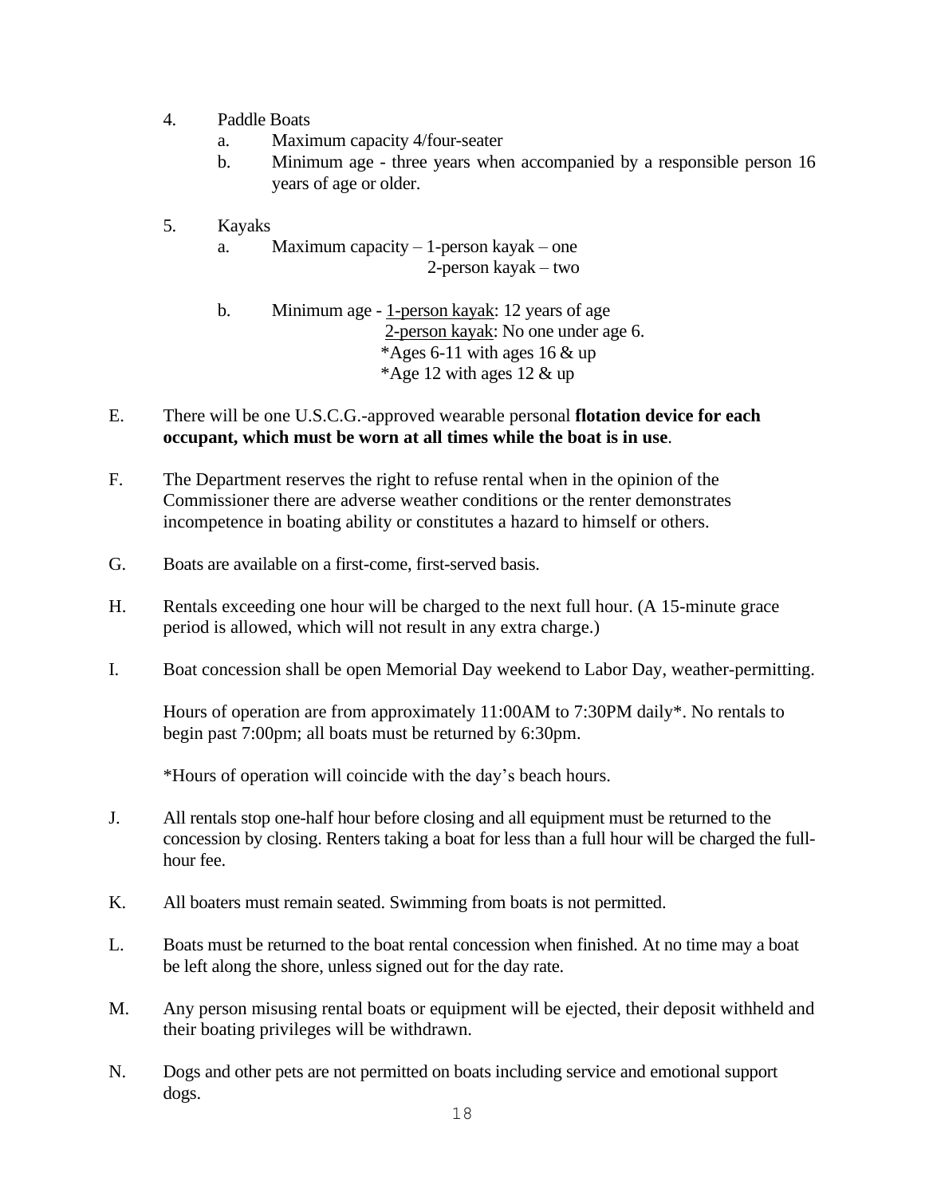4. Paddle Boats
   a. Maximum capacity 4/four-seater
   b. Minimum age - three years when accompanied by a responsible person 16 years of age or older.

5. Kayaks
   a. Maximum capacity – 1-person kayak – one
      2-person kayak – two

   b. Minimum age - <u>1-person kayak</u>: 12 years of age
      <u>2-person kayak</u>: No one under age 6.
      *Ages 6-11 with ages 16 & up
      *Age 12 with ages 12 & up

E. There will be one U.S.C.G.-approved wearable personal **flotation device for each occupant, which must be worn at all times while the boat is in use**.

F. The Department reserves the right to refuse rental when in the opinion of the Commissioner there are adverse weather conditions or the renter demonstrates incompetence in boating ability or constitutes a hazard to himself or others.

G. Boats are available on a first-come, first-served basis.

H. Rentals exceeding one hour will be charged to the next full hour. (A 15-minute grace period is allowed, which will not result in any extra charge.)

I. Boat concession shall be open Memorial Day weekend to Labor Day, weather-permitting.

   Hours of operation are from approximately 11:00AM to 7:30PM daily*. No rentals to begin past 7:00pm; all boats must be returned by 6:30pm.

   *Hours of operation will coincide with the day's beach hours.

J. All rentals stop one-half hour before closing and all equipment must be returned to the concession by closing. Renters taking a boat for less than a full hour will be charged the full-hour fee.

K. All boaters must remain seated. Swimming from boats is not permitted.

L. Boats must be returned to the boat rental concession when finished. At no time may a boat be left along the shore, unless signed out for the day rate.

M. Any person misusing rental boats or equipment will be ejected, their deposit withheld and their boating privileges will be withdrawn.

N. Dogs and other pets are not permitted on boats including service and emotional support dogs.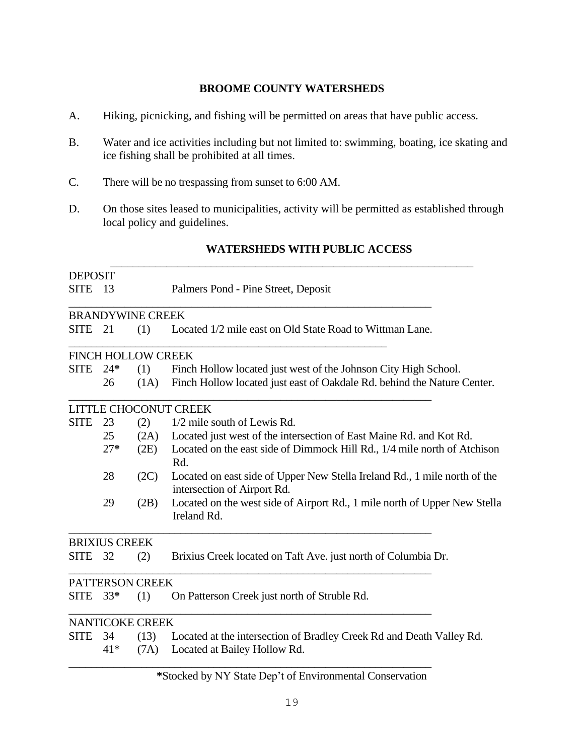## BROOME COUNTY WATERSHEDS

A. Hiking, picnicking, and fishing will be permitted on areas that have public access.

B. Water and ice activities including but not limited to: swimming, boating, ice skating and ice fishing shall be prohibited at all times.

C. There will be no trespassing from sunset to 6:00 AM.

D. On those sites leased to municipalities, activity will be permitted as established through local policy and guidelines.

### WATERSHEDS WITH PUBLIC ACCESS

**DEPOSIT**

| | | | |
|---|---|---|---|
| SITE | 13 | | Palmers Pond - Pine Street, Deposit |

**BRANDYWINE CREEK**

| | | | |
|---|---|---|---|
| SITE | 21 | (1) | Located 1/2 mile east on Old State Road to Wittman Lane. |

**FINCH HOLLOW CREEK**

| | | | |
|---|---|---|---|
| SITE | 24* | (1) | Finch Hollow located just west of the Johnson City High School. |
| | 26 | (1A) | Finch Hollow located just east of Oakdale Rd. behind the Nature Center. |

**LITTLE CHOCONUT CREEK**

| | | | |
|---|---|---|---|
| SITE | 23 | (2) | 1/2 mile south of Lewis Rd. |
| | 25 | (2A) | Located just west of the intersection of East Maine Rd. and Kot Rd. |
| | 27* | (2E) | Located on the east side of Dimmock Hill Rd., 1/4 mile north of Atchison Rd. |
| | 28 | (2C) | Located on east side of Upper New Stella Ireland Rd., 1 mile north of the intersection of Airport Rd. |
| | 29 | (2B) | Located on the west side of Airport Rd., 1 mile north of Upper New Stella Ireland Rd. |

**BRIXIUS CREEK**

| | | | |
|---|---|---|---|
| SITE | 32 | (2) | Brixius Creek located on Taft Ave. just north of Columbia Dr. |

**PATTERSON CREEK**

| | | | |
|---|---|---|---|
| SITE | 33* | (1) | On Patterson Creek just north of Struble Rd. |

**NANTICOKE CREEK**

| | | | |
|---|---|---|---|
| SITE | 34 | (13) | Located at the intersection of Bradley Creek Rd and Death Valley Rd. |
| | 41* | (7A) | Located at Bailey Hollow Rd. |

*Stocked by NY State Dep't of Environmental Conservation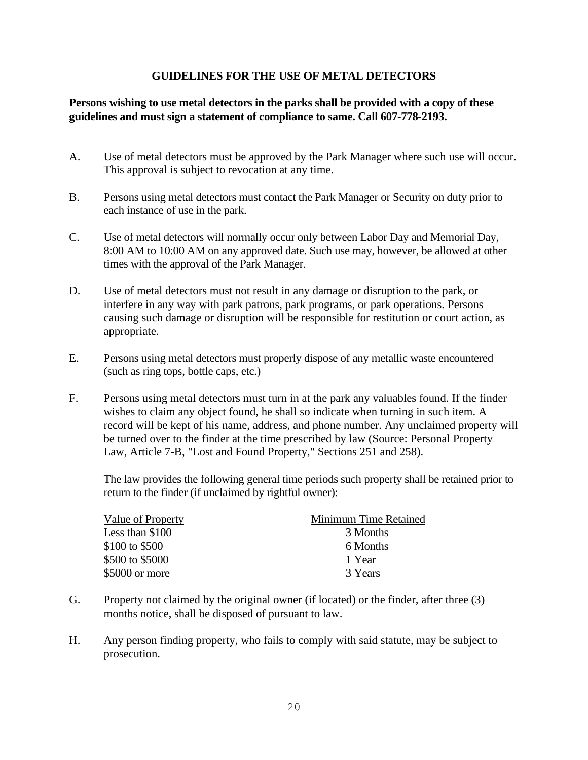## GUIDELINES FOR THE USE OF METAL DETECTORS

**Persons wishing to use metal detectors in the parks shall be provided with a copy of these guidelines and must sign a statement of compliance to same. Call 607-778-2193.**

A. Use of metal detectors must be approved by the Park Manager where such use will occur. This approval is subject to revocation at any time.

B. Persons using metal detectors must contact the Park Manager or Security on duty prior to each instance of use in the park.

C. Use of metal detectors will normally occur only between Labor Day and Memorial Day, 8:00 AM to 10:00 AM on any approved date. Such use may, however, be allowed at other times with the approval of the Park Manager.

D. Use of metal detectors must not result in any damage or disruption to the park, or interfere in any way with park patrons, park programs, or park operations. Persons causing such damage or disruption will be responsible for restitution or court action, as appropriate.

E. Persons using metal detectors must properly dispose of any metallic waste encountered (such as ring tops, bottle caps, etc.)

F. Persons using metal detectors must turn in at the park any valuables found. If the finder wishes to claim any object found, he shall so indicate when turning in such item. A record will be kept of his name, address, and phone number. Any unclaimed property will be turned over to the finder at the time prescribed by law (Source: Personal Property Law, Article 7-B, "Lost and Found Property," Sections 251 and 258).

   The law provides the following general time periods such property shall be retained prior to return to the finder (if unclaimed by rightful owner):

   | Value of Property | Minimum Time Retained |
   |---|---|
   | Less than $100 | 3 Months |
   | $100 to $500 | 6 Months |
   | $500 to $5000 | 1 Year |
   | $5000 or more | 3 Years |

G. Property not claimed by the original owner (if located) or the finder, after three (3) months notice, shall be disposed of pursuant to law.

H. Any person finding property, who fails to comply with said statute, may be subject to prosecution.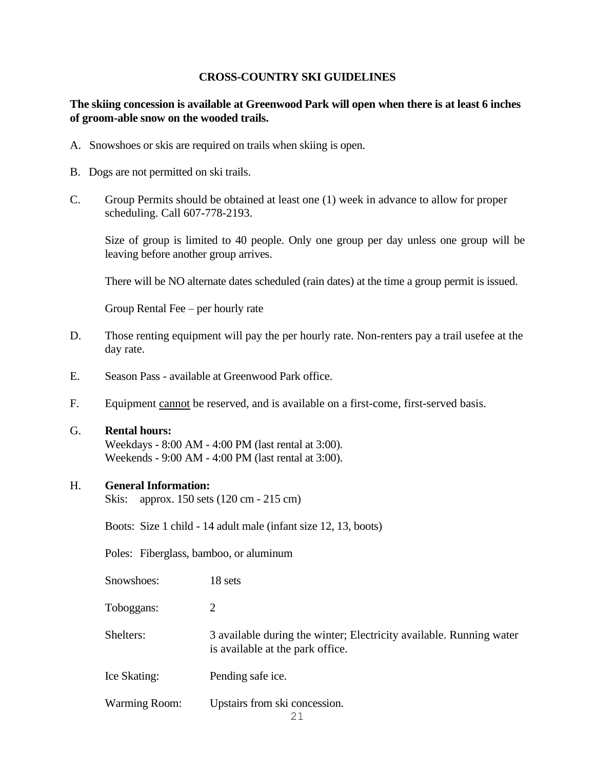# CROSS-COUNTRY SKI GUIDELINES

**The skiing concession is available at Greenwood Park will open when there is at least 6 inches of groom-able snow on the wooded trails.**

A. Snowshoes or skis are required on trails when skiing is open.

B. Dogs are not permitted on ski trails.

C. Group Permits should be obtained at least one (1) week in advance to allow for proper scheduling. Call 607-778-2193.

Size of group is limited to 40 people. Only one group per day unless one group will be leaving before another group arrives.

There will be NO alternate dates scheduled (rain dates) at the time a group permit is issued.

Group Rental Fee – per hourly rate

D. Those renting equipment will pay the per hourly rate. Non-renters pay a trail usefee at the day rate.

E. Season Pass - available at Greenwood Park office.

F. Equipment <u>cannot</u> be reserved, and is available on a first-come, first-served basis.

G. **Rental hours:**
Weekdays - 8:00 AM - 4:00 PM (last rental at 3:00).
Weekends - 9:00 AM - 4:00 PM (last rental at 3:00).

H. **General Information:**
Skis: approx. 150 sets (120 cm - 215 cm)

Boots: Size 1 child - 14 adult male (infant size 12, 13, boots)

Poles: Fiberglass, bamboo, or aluminum

Snowshoes: 18 sets

Toboggans: 2

Shelters: 3 available during the winter; Electricity available. Running water is available at the park office.

Ice Skating: Pending safe ice.

Warming Room: Upstairs from ski concession.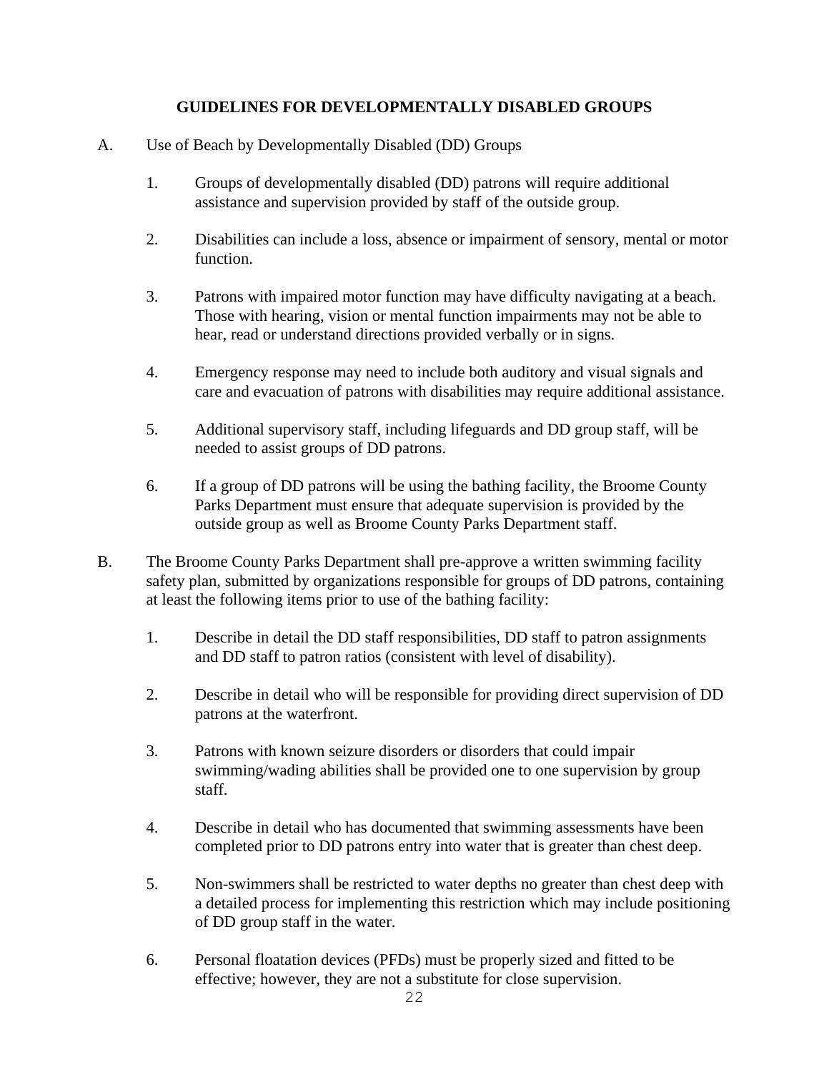## GUIDELINES FOR DEVELOPMENTALLY DISABLED GROUPS

A. Use of Beach by Developmentally Disabled (DD) Groups

1. Groups of developmentally disabled (DD) patrons will require additional assistance and supervision provided by staff of the outside group.

2. Disabilities can include a loss, absence or impairment of sensory, mental or motor function.

3. Patrons with impaired motor function may have difficulty navigating at a beach. Those with hearing, vision or mental function impairments may not be able to hear, read or understand directions provided verbally or in signs.

4. Emergency response may need to include both auditory and visual signals and care and evacuation of patrons with disabilities may require additional assistance.

5. Additional supervisory staff, including lifeguards and DD group staff, will be needed to assist groups of DD patrons.

6. If a group of DD patrons will be using the bathing facility, the Broome County Parks Department must ensure that adequate supervision is provided by the outside group as well as Broome County Parks Department staff.

B. The Broome County Parks Department shall pre-approve a written swimming facility safety plan, submitted by organizations responsible for groups of DD patrons, containing at least the following items prior to use of the bathing facility:

1. Describe in detail the DD staff responsibilities, DD staff to patron assignments and DD staff to patron ratios (consistent with level of disability).

2. Describe in detail who will be responsible for providing direct supervision of DD patrons at the waterfront.

3. Patrons with known seizure disorders or disorders that could impair swimming/wading abilities shall be provided one to one supervision by group staff.

4. Describe in detail who has documented that swimming assessments have been completed prior to DD patrons entry into water that is greater than chest deep.

5. Non-swimmers shall be restricted to water depths no greater than chest deep with a detailed process for implementing this restriction which may include positioning of DD group staff in the water.

6. Personal floatation devices (PFDs) must be properly sized and fitted to be effective; however, they are not a substitute for close supervision.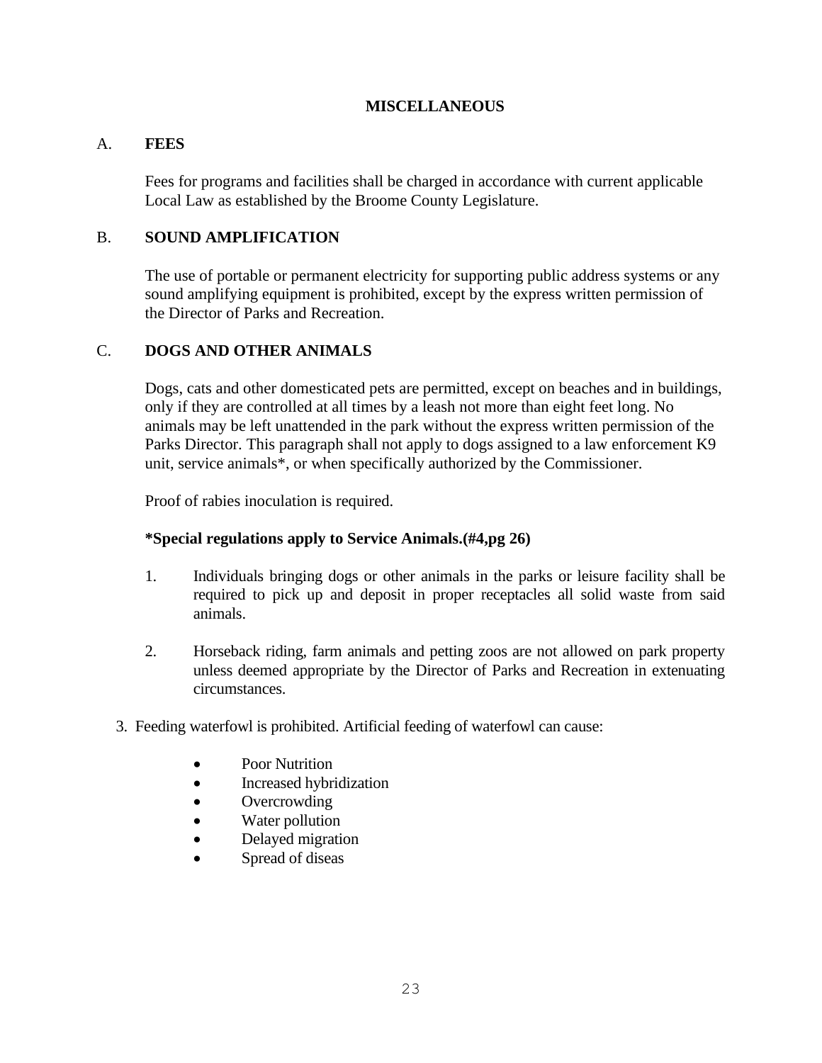# MISCELLANEOUS

## A. FEES

Fees for programs and facilities shall be charged in accordance with current applicable Local Law as established by the Broome County Legislature.

## B. SOUND AMPLIFICATION

The use of portable or permanent electricity for supporting public address systems or any sound amplifying equipment is prohibited, except by the express written permission of the Director of Parks and Recreation.

## C. DOGS AND OTHER ANIMALS

Dogs, cats and other domesticated pets are permitted, except on beaches and in buildings, only if they are controlled at all times by a leash not more than eight feet long. No animals may be left unattended in the park without the express written permission of the Parks Director. This paragraph shall not apply to dogs assigned to a law enforcement K9 unit, service animals*, or when specifically authorized by the Commissioner.

Proof of rabies inoculation is required.

**\*Special regulations apply to Service Animals.(#4,pg 26)**

1. Individuals bringing dogs or other animals in the parks or leisure facility shall be required to pick up and deposit in proper receptacles all solid waste from said animals.

2. Horseback riding, farm animals and petting zoos are not allowed on park property unless deemed appropriate by the Director of Parks and Recreation in extenuating circumstances.

3. Feeding waterfowl is prohibited. Artificial feeding of waterfowl can cause:

   - Poor Nutrition
   - Increased hybridization
   - Overcrowding
   - Water pollution
   - Delayed migration
   - Spread of diseas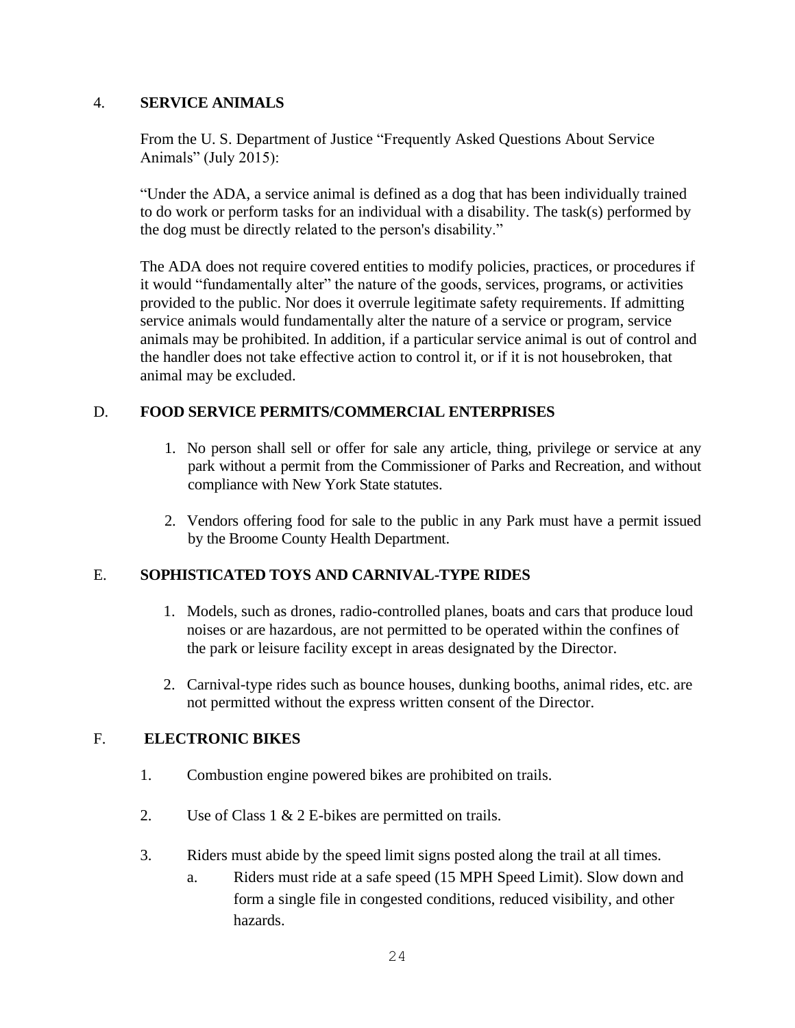4. **SERVICE ANIMALS**

From the U. S. Department of Justice "Frequently Asked Questions About Service Animals" (July 2015):

"Under the ADA, a service animal is defined as a dog that has been individually trained to do work or perform tasks for an individual with a disability. The task(s) performed by the dog must be directly related to the person's disability."

The ADA does not require covered entities to modify policies, practices, or procedures if it would "fundamentally alter" the nature of the goods, services, programs, or activities provided to the public. Nor does it overrule legitimate safety requirements. If admitting service animals would fundamentally alter the nature of a service or program, service animals may be prohibited. In addition, if a particular service animal is out of control and the handler does not take effective action to control it, or if it is not housebroken, that animal may be excluded.

D. **FOOD SERVICE PERMITS/COMMERCIAL ENTERPRISES**

1. No person shall sell or offer for sale any article, thing, privilege or service at any park without a permit from the Commissioner of Parks and Recreation, and without compliance with New York State statutes.

2. Vendors offering food for sale to the public in any Park must have a permit issued by the Broome County Health Department.

E. **SOPHISTICATED TOYS AND CARNIVAL-TYPE RIDES**

1. Models, such as drones, radio-controlled planes, boats and cars that produce loud noises or are hazardous, are not permitted to be operated within the confines of the park or leisure facility except in areas designated by the Director.

2. Carnival-type rides such as bounce houses, dunking booths, animal rides, etc. are not permitted without the express written consent of the Director.

F. **ELECTRONIC BIKES**

1. Combustion engine powered bikes are prohibited on trails.

2. Use of Class 1 & 2 E-bikes are permitted on trails.

3. Riders must abide by the speed limit signs posted along the trail at all times.
   a. Riders must ride at a safe speed (15 MPH Speed Limit). Slow down and form a single file in congested conditions, reduced visibility, and other hazards.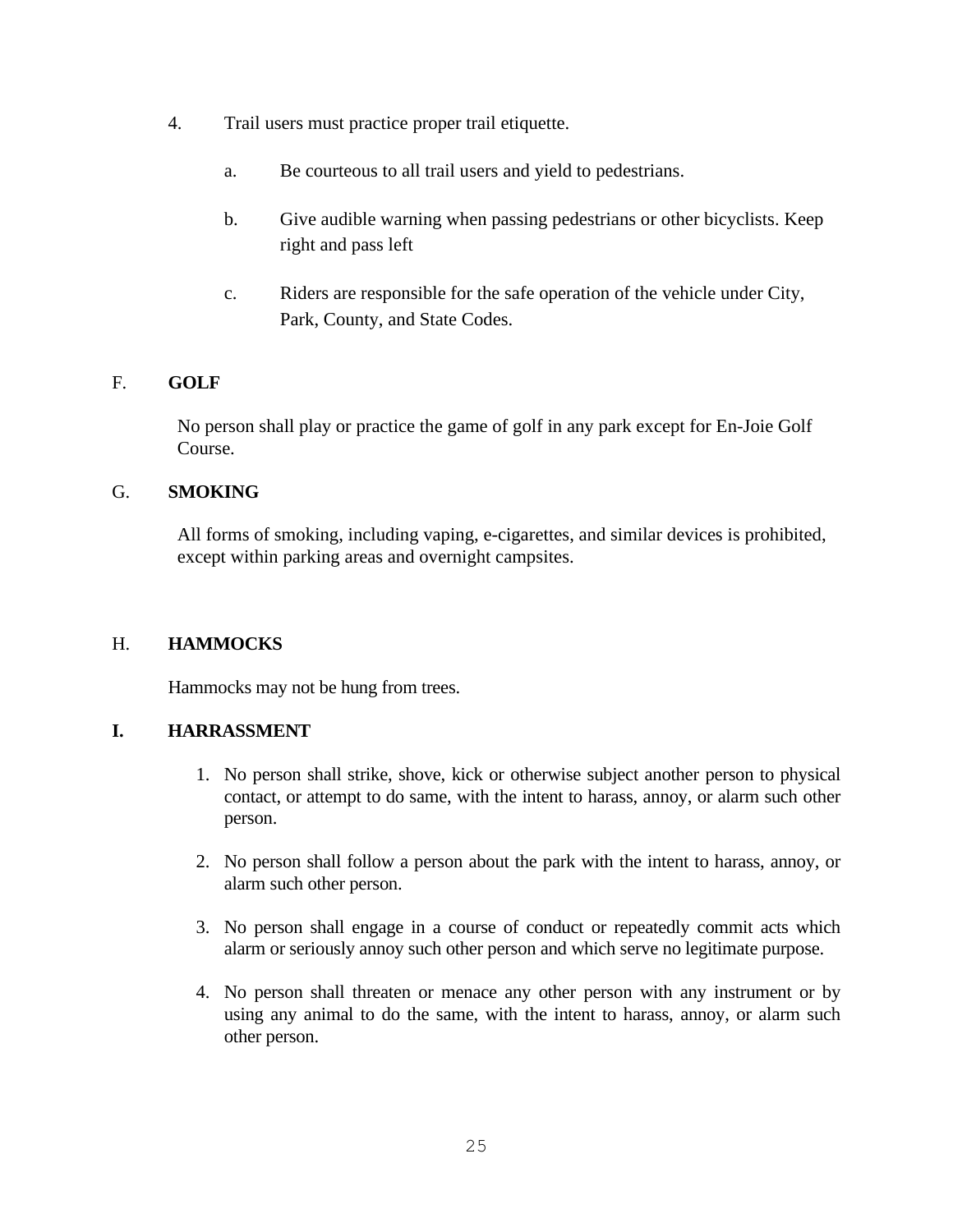4. Trail users must practice proper trail etiquette.

   a. Be courteous to all trail users and yield to pedestrians.

   b. Give audible warning when passing pedestrians or other bicyclists. Keep right and pass left

   c. Riders are responsible for the safe operation of the vehicle under City, Park, County, and State Codes.

F. **GOLF**

No person shall play or practice the game of golf in any park except for En-Joie Golf Course.

G. **SMOKING**

All forms of smoking, including vaping, e-cigarettes, and similar devices is prohibited, except within parking areas and overnight campsites.

H. **HAMMOCKS**

Hammocks may not be hung from trees.

**I. HARRASSMENT**

1. No person shall strike, shove, kick or otherwise subject another person to physical contact, or attempt to do same, with the intent to harass, annoy, or alarm such other person.

2. No person shall follow a person about the park with the intent to harass, annoy, or alarm such other person.

3. No person shall engage in a course of conduct or repeatedly commit acts which alarm or seriously annoy such other person and which serve no legitimate purpose.

4. No person shall threaten or menace any other person with any instrument or by using any animal to do the same, with the intent to harass, annoy, or alarm such other person.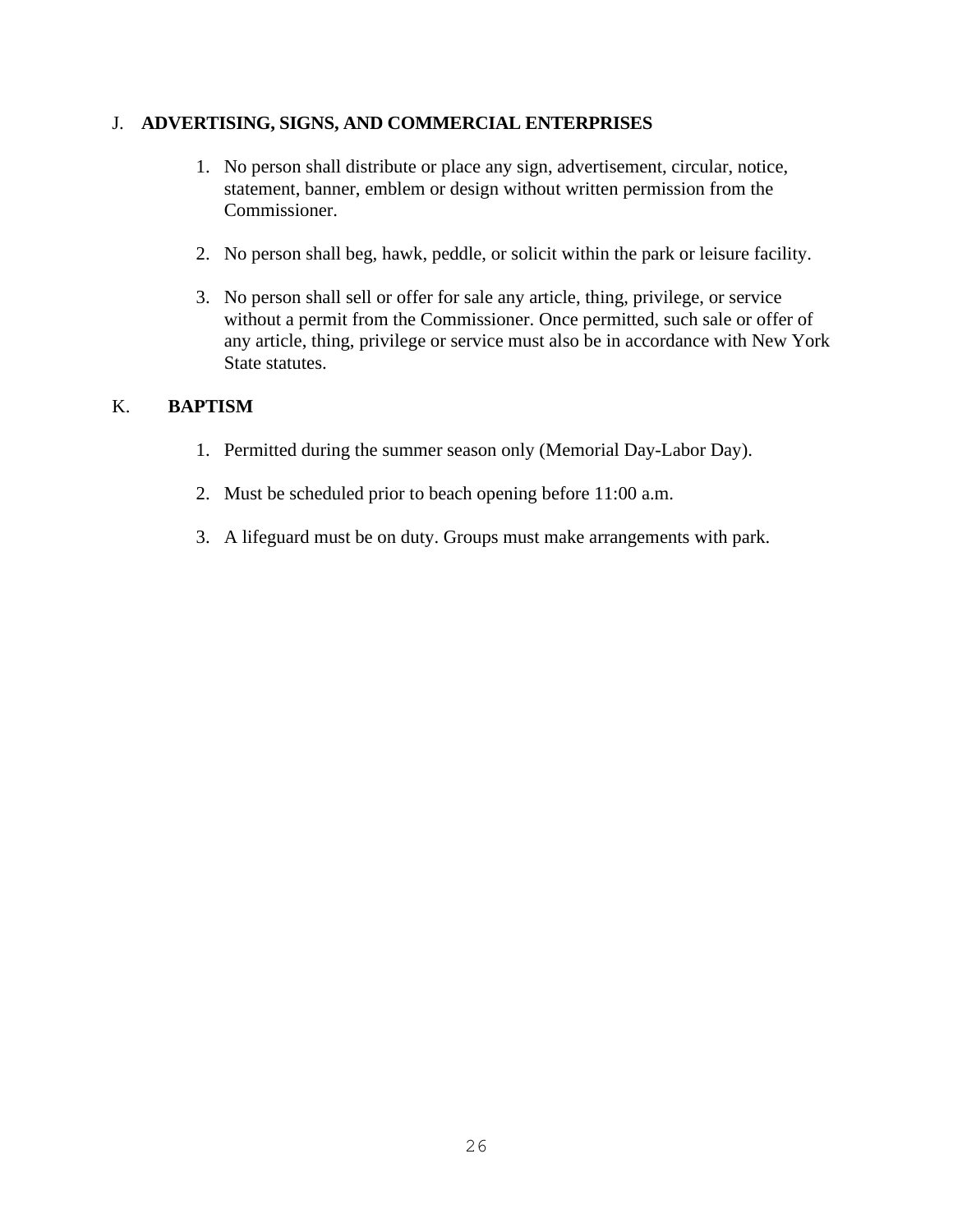## J. ADVERTISING, SIGNS, AND COMMERCIAL ENTERPRISES

1. No person shall distribute or place any sign, advertisement, circular, notice, statement, banner, emblem or design without written permission from the Commissioner.

2. No person shall beg, hawk, peddle, or solicit within the park or leisure facility.

3. No person shall sell or offer for sale any article, thing, privilege, or service without a permit from the Commissioner. Once permitted, such sale or offer of any article, thing, privilege or service must also be in accordance with New York State statutes.

## K. BAPTISM

1. Permitted during the summer season only (Memorial Day-Labor Day).

2. Must be scheduled prior to beach opening before 11:00 a.m.

3. A lifeguard must be on duty. Groups must make arrangements with park.